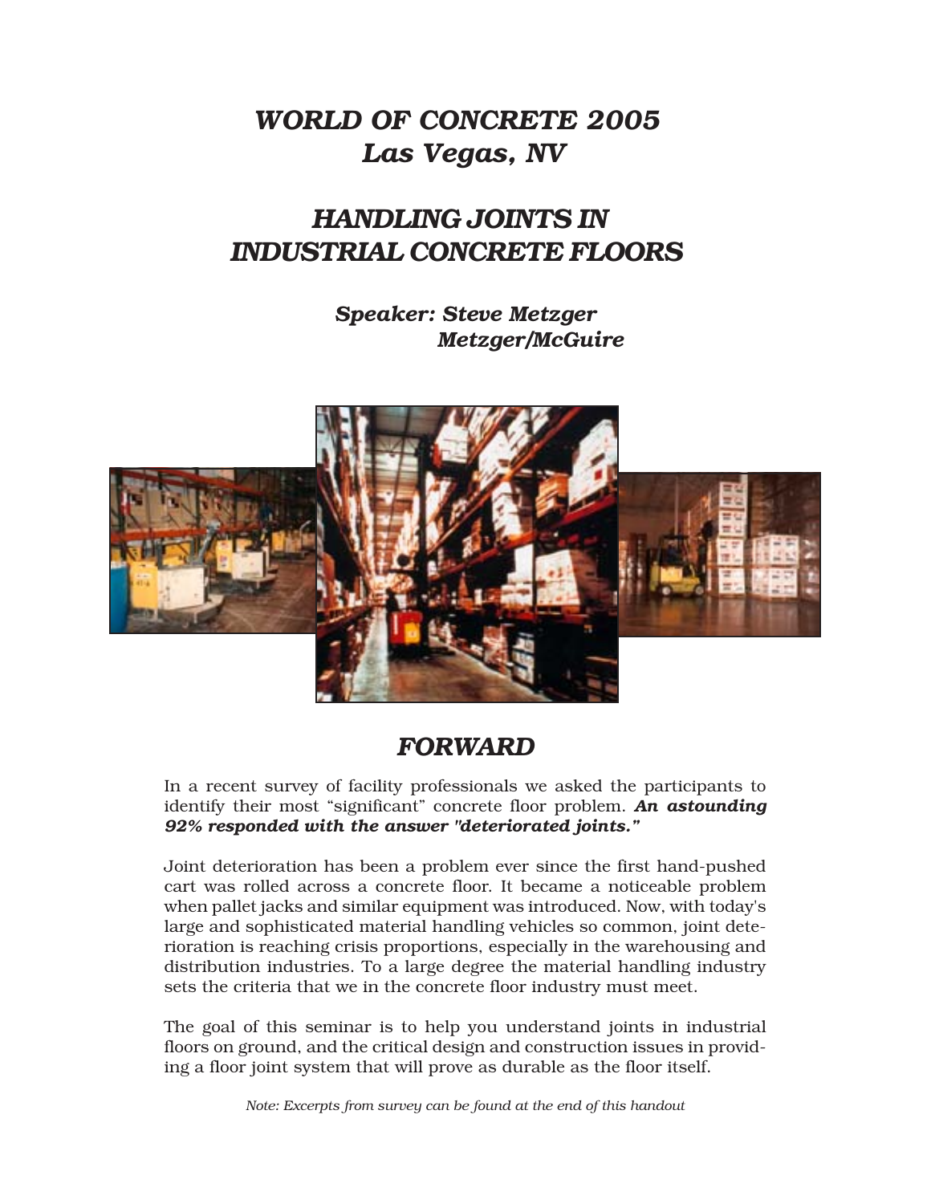# *WORLD OF CONCRETE 2005*
# *Las Vegas, NV*

## *HANDLING JOINTS IN INDUSTRIAL CONCRETE FLOORS*

***Speaker: Steve Metzger***
***Metzger/McGuire***

## *FORWARD*

In a recent survey of facility professionals we asked the participants to identify their most "significant" concrete floor problem. ***An astounding 92% responded with the answer "deteriorated joints."***

Joint deterioration has been a problem ever since the first hand-pushed cart was rolled across a concrete floor. It became a noticeable problem when pallet jacks and similar equipment was introduced. Now, with today's large and sophisticated material handling vehicles so common, joint deterioration is reaching crisis proportions, especially in the warehousing and distribution industries. To a large degree the material handling industry sets the criteria that we in the concrete floor industry must meet.

The goal of this seminar is to help you understand joints in industrial floors on ground, and the critical design and construction issues in providing a floor joint system that will prove as durable as the floor itself.

*Note: Excerpts from survey can be found at the end of this handout*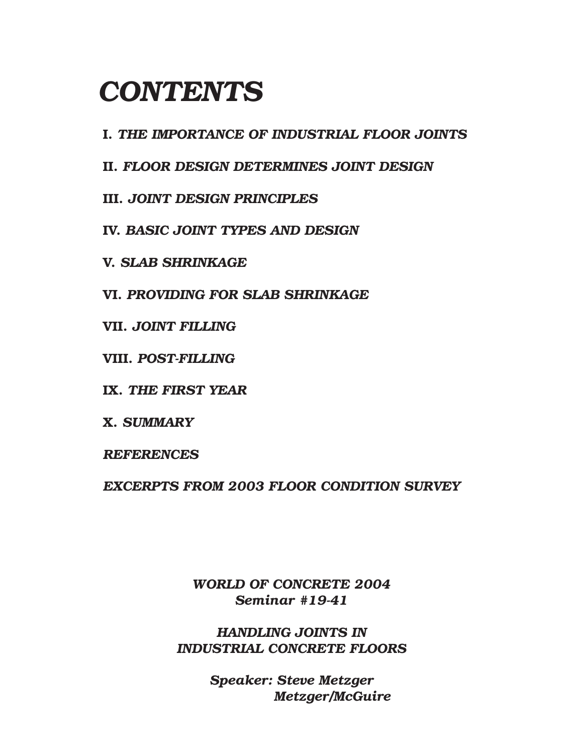# *CONTENTS*

**I.** ***THE IMPORTANCE OF INDUSTRIAL FLOOR JOINTS***

**II.** ***FLOOR DESIGN DETERMINES JOINT DESIGN***

**III.** ***JOINT DESIGN PRINCIPLES***

**IV.** ***BASIC JOINT TYPES AND DESIGN***

**V.** ***SLAB SHRINKAGE***

**VI.** ***PROVIDING FOR SLAB SHRINKAGE***

**VII.** ***JOINT FILLING***

**VIII.** ***POST-FILLING***

**IX.** ***THE FIRST YEAR***

**X.** ***SUMMARY***

***REFERENCES***

***EXCERPTS FROM 2003 FLOOR CONDITION SURVEY***

***WORLD OF CONCRETE 2004***
***Seminar #19-41***

***HANDLING JOINTS IN***
***INDUSTRIAL CONCRETE FLOORS***

***Speaker: Steve Metzger***
***Metzger/McGuire***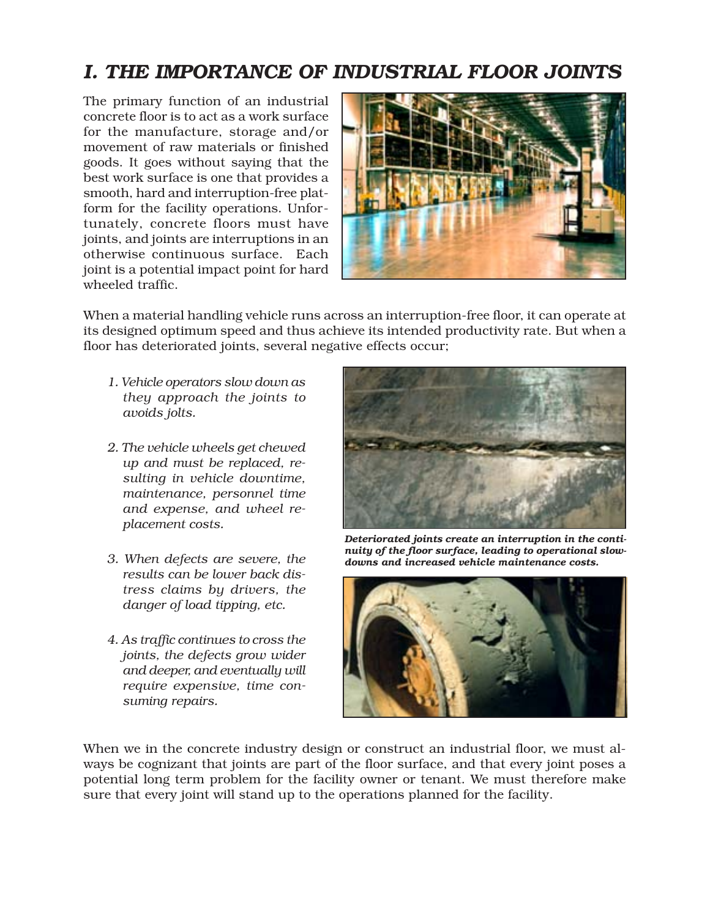# I. THE IMPORTANCE OF INDUSTRIAL FLOOR JOINTS

The primary function of an industrial concrete floor is to act as a work surface for the manufacture, storage and/or movement of raw materials or finished goods. It goes without saying that the best work surface is one that provides a smooth, hard and interruption-free platform for the facility operations. Unfortunately, concrete floors must have joints, and joints are interruptions in an otherwise continuous surface. Each joint is a potential impact point for hard wheeled traffic.

When a material handling vehicle runs across an interruption-free floor, it can operate at its designed optimum speed and thus achieve its intended productivity rate. But when a floor has deteriorated joints, several negative effects occur;

*1. Vehicle operators slow down as they approach the joints to avoids jolts.*

*2. The vehicle wheels get chewed up and must be replaced, resulting in vehicle downtime, maintenance, personnel time and expense, and wheel replacement costs.*

*3. When defects are severe, the results can be lower back distress claims by drivers, the danger of load tipping, etc.*

*4. As traffic continues to cross the joints, the defects grow wider and deeper, and eventually will require expensive, time consuming repairs.*

***Deteriorated joints create an interruption in the continuity of the floor surface, leading to operational slowdowns and increased vehicle maintenance costs.***

When we in the concrete industry design or construct an industrial floor, we must always be cognizant that joints are part of the floor surface, and that every joint poses a potential long term problem for the facility owner or tenant. We must therefore make sure that every joint will stand up to the operations planned for the facility.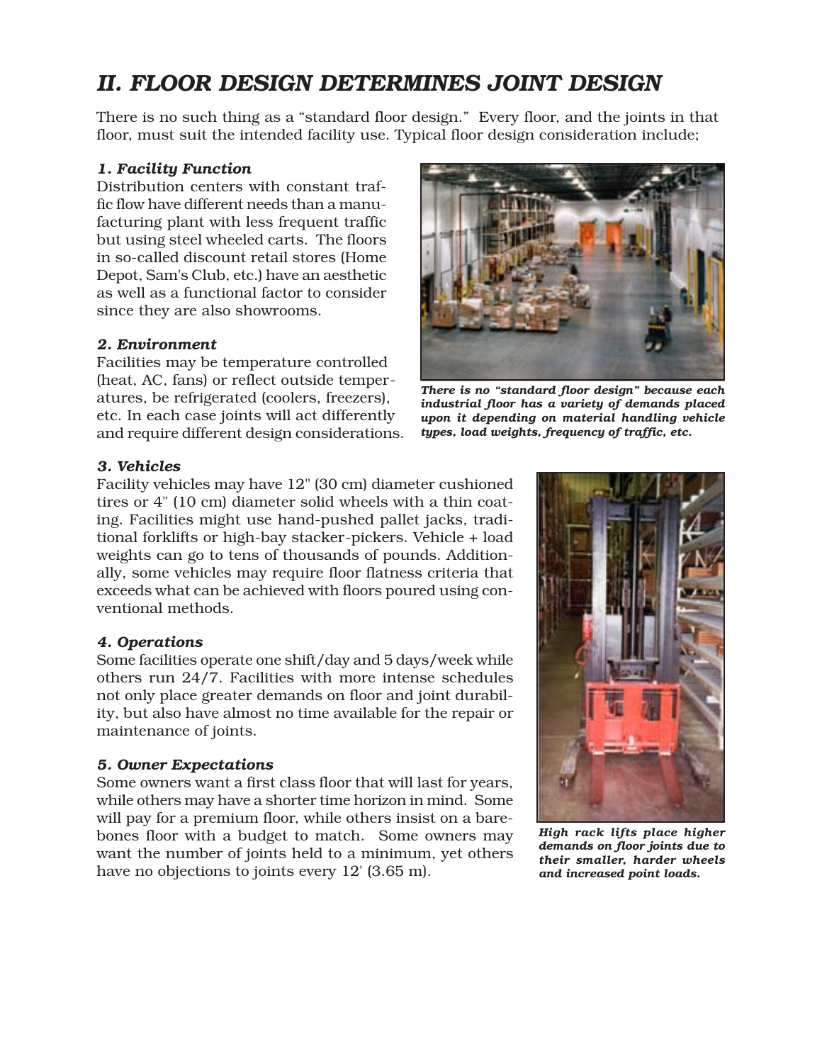## II. FLOOR DESIGN DETERMINES JOINT DESIGN

There is no such thing as a "standard floor design." Every floor, and the joints in that floor, must suit the intended facility use. Typical floor design consideration include;

### *1. Facility Function*

Distribution centers with constant traffic flow have different needs than a manufacturing plant with less frequent traffic but using steel wheeled carts. The floors in so-called discount retail stores (Home Depot, Sam's Club, etc.) have an aesthetic as well as a functional factor to consider since they are also showrooms.

### *2. Environment*

Facilities may be temperature controlled (heat, AC, fans) or reflect outside temperatures, be refrigerated (coolers, freezers), etc. In each case joints will act differently and require different design considerations.

***There is no "standard floor design" because each industrial floor has a variety of demands placed upon it depending on material handling vehicle types, load weights, frequency of traffic, etc.***

### *3. Vehicles*

Facility vehicles may have 12" (30 cm) diameter cushioned tires or 4" (10 cm) diameter solid wheels with a thin coating. Facilities might use hand-pushed pallet jacks, traditional forklifts or high-bay stacker-pickers. Vehicle + load weights can go to tens of thousands of pounds. Additionally, some vehicles may require floor flatness criteria that exceeds what can be achieved with floors poured using conventional methods.

### *4. Operations*

Some facilities operate one shift/day and 5 days/week while others run 24/7. Facilities with more intense schedules not only place greater demands on floor and joint durability, but also have almost no time available for the repair or maintenance of joints.

### *5. Owner Expectations*

Some owners want a first class floor that will last for years, while others may have a shorter time horizon in mind. Some will pay for a premium floor, while others insist on a bare-bones floor with a budget to match. Some owners may want the number of joints held to a minimum, yet others have no objections to joints every 12' (3.65 m).

***High rack lifts place higher demands on floor joints due to their smaller, harder wheels and increased point loads.***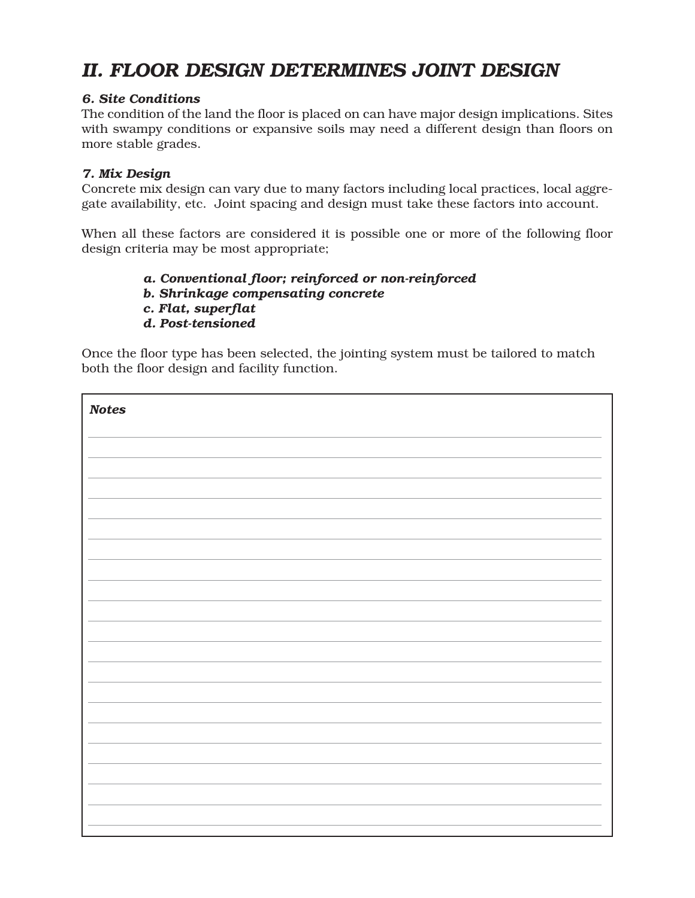## *II. FLOOR DESIGN DETERMINES JOINT DESIGN*

### *6. Site Conditions*

The condition of the land the floor is placed on can have major design implications. Sites with swampy conditions or expansive soils may need a different design than floors on more stable grades.

### *7. Mix Design*

Concrete mix design can vary due to many factors including local practices, local aggregate availability, etc. Joint spacing and design must take these factors into account.

When all these factors are considered it is possible one or more of the following floor design criteria may be most appropriate;

***a. Conventional floor; reinforced or non-reinforced***
***b. Shrinkage compensating concrete***
***c. Flat, superflat***
***d. Post-tensioned***

Once the floor type has been selected, the jointing system must be tailored to match both the floor design and facility function.

***Notes***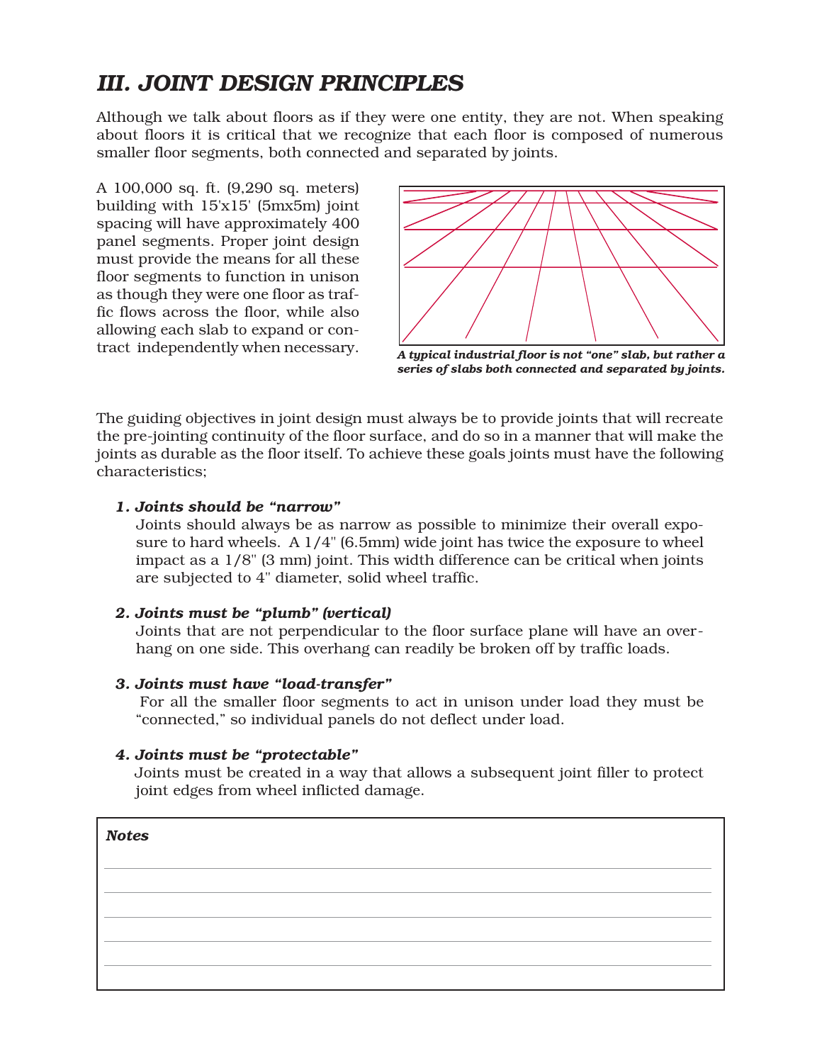## III. JOINT DESIGN PRINCIPLES

Although we talk about floors as if they were one entity, they are not. When speaking about floors it is critical that we recognize that each floor is composed of numerous smaller floor segments, both connected and separated by joints.

A 100,000 sq. ft. (9,290 sq. meters) building with 15'x15' (5mx5m) joint spacing will have approximately 400 panel segments. Proper joint design must provide the means for all these floor segments to function in unison as though they were one floor as traffic flows across the floor, while also allowing each slab to expand or contract independently when necessary.

***A typical industrial floor is not "one" slab, but rather a series of slabs both connected and separated by joints.***

The guiding objectives in joint design must always be to provide joints that will recreate the pre-jointing continuity of the floor surface, and do so in a manner that will make the joints as durable as the floor itself. To achieve these goals joints must have the following characteristics;

1. ***Joints should be "narrow"***
   Joints should always be as narrow as possible to minimize their overall exposure to hard wheels. A 1/4" (6.5mm) wide joint has twice the exposure to wheel impact as a 1/8" (3 mm) joint. This width difference can be critical when joints are subjected to 4" diameter, solid wheel traffic.

2. ***Joints must be "plumb" (vertical)***
   Joints that are not perpendicular to the floor surface plane will have an overhang on one side. This overhang can readily be broken off by traffic loads.

3. ***Joints must have "load-transfer"***
   For all the smaller floor segments to act in unison under load they must be "connected," so individual panels do not deflect under load.

4. ***Joints must be "protectable"***
   Joints must be created in a way that allows a subsequent joint filler to protect joint edges from wheel inflicted damage.

***Notes***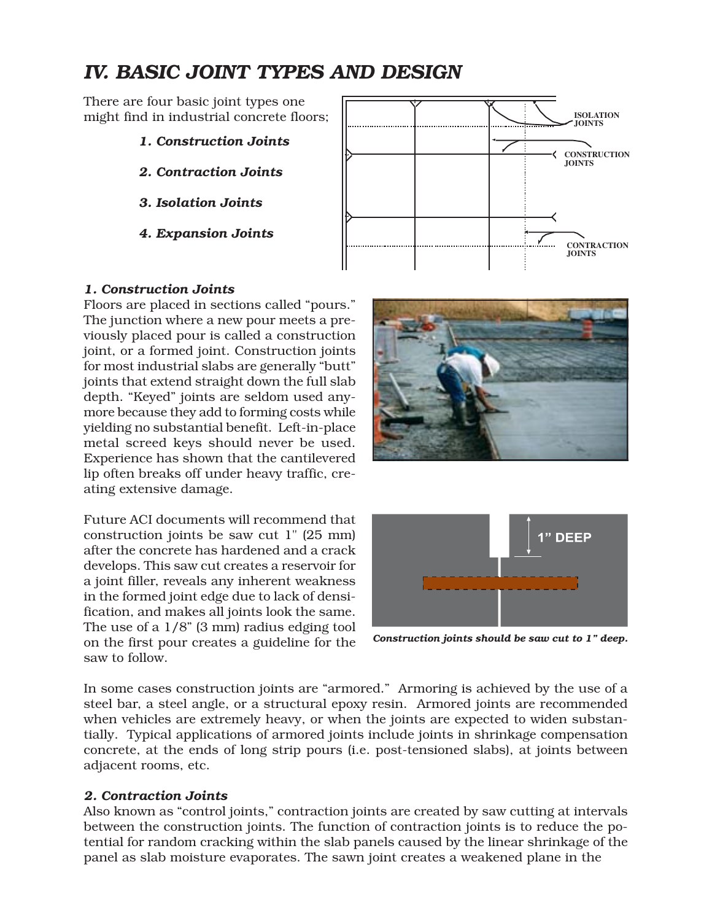# IV. BASIC JOINT TYPES AND DESIGN

There are four basic joint types one might find in industrial concrete floors;

1. ***Construction Joints***
2. ***Contraction Joints***
3. ***Isolation Joints***
4. ***Expansion Joints***

ISOLATION JOINTS

CONSTRUCTION JOINTS

CONTRACTION JOINTS

### *1. Construction Joints*

Floors are placed in sections called "pours." The junction where a new pour meets a previously placed pour is called a construction joint, or a formed joint. Construction joints for most industrial slabs are generally "butt" joints that extend straight down the full slab depth. "Keyed" joints are seldom used anymore because they add to forming costs while yielding no substantial benefit. Left-in-place metal screed keys should never be used. Experience has shown that the cantilevered lip often breaks off under heavy traffic, creating extensive damage.

Future ACI documents will recommend that construction joints be saw cut 1" (25 mm) after the concrete has hardened and a crack develops. This saw cut creates a reservoir for a joint filler, reveals any inherent weakness in the formed joint edge due to lack of densification, and makes all joints look the same. The use of a 1/8" (3 mm) radius edging tool on the first pour creates a guideline for the saw to follow.

1" DEEP

*Construction joints should be saw cut to 1" deep.*

In some cases construction joints are "armored." Armoring is achieved by the use of a steel bar, a steel angle, or a structural epoxy resin. Armored joints are recommended when vehicles are extremely heavy, or when the joints are expected to widen substantially. Typical applications of armored joints include joints in shrinkage compensation concrete, at the ends of long strip pours (i.e. post-tensioned slabs), at joints between adjacent rooms, etc.

### *2. Contraction Joints*

Also known as "control joints," contraction joints are created by saw cutting at intervals between the construction joints. The function of contraction joints is to reduce the potential for random cracking within the slab panels caused by the linear shrinkage of the panel as slab moisture evaporates. The sawn joint creates a weakened plane in the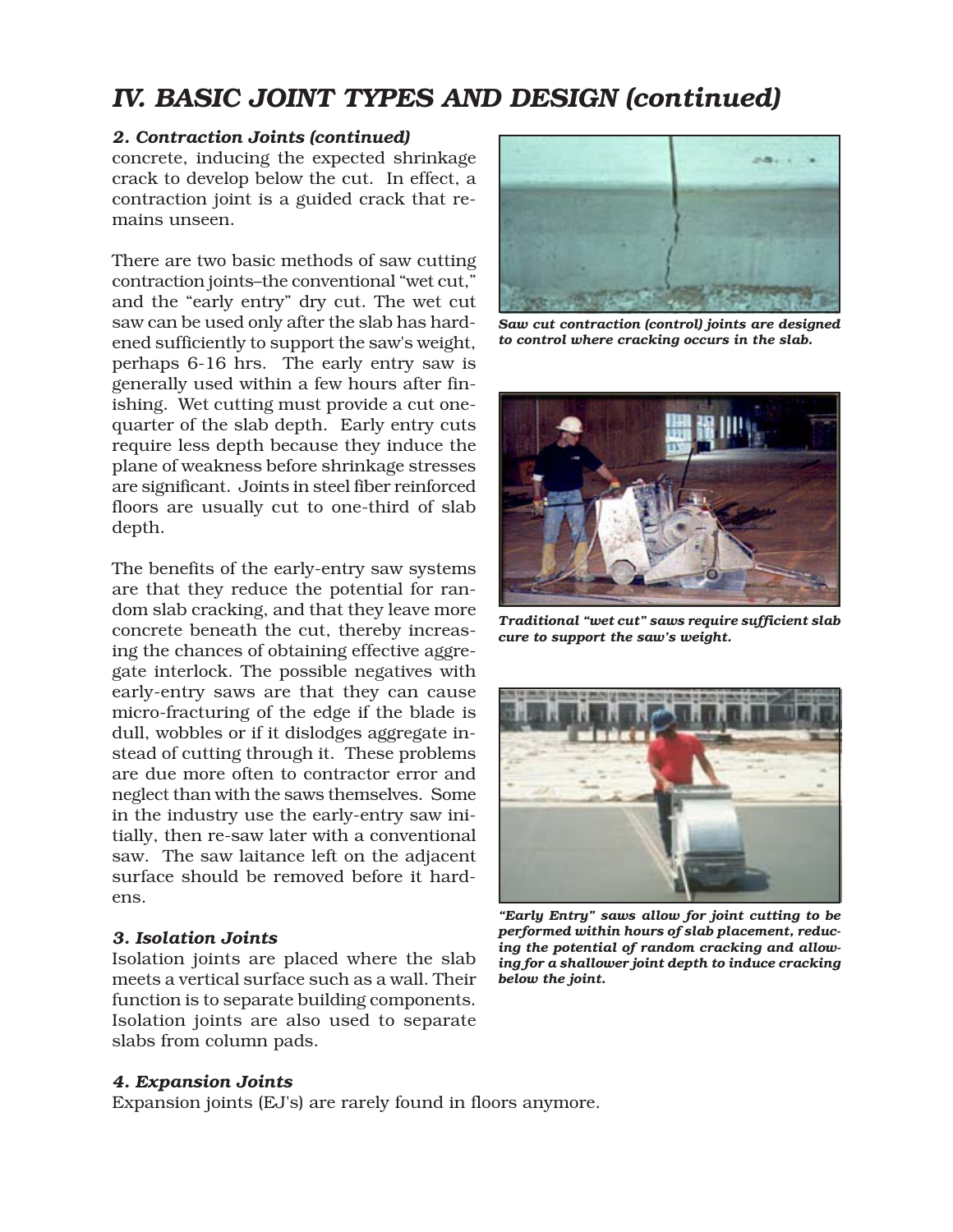# IV. BASIC JOINT TYPES AND DESIGN (continued)

### 2. Contraction Joints (continued)

concrete, inducing the expected shrinkage crack to develop below the cut. In effect, a contraction joint is a guided crack that remains unseen.

There are two basic methods of saw cutting contraction joints–the conventional "wet cut," and the "early entry" dry cut. The wet cut saw can be used only after the slab has hardened sufficiently to support the saw's weight, perhaps 6-16 hrs. The early entry saw is generally used within a few hours after finishing. Wet cutting must provide a cut one-quarter of the slab depth. Early entry cuts require less depth because they induce the plane of weakness before shrinkage stresses are significant. Joints in steel fiber reinforced floors are usually cut to one-third of slab depth.

The benefits of the early-entry saw systems are that they reduce the potential for random slab cracking, and that they leave more concrete beneath the cut, thereby increasing the chances of obtaining effective aggregate interlock. The possible negatives with early-entry saws are that they can cause micro-fracturing of the edge if the blade is dull, wobbles or if it dislodges aggregate instead of cutting through it. These problems are due more often to contractor error and neglect than with the saws themselves. Some in the industry use the early-entry saw initially, then re-saw later with a conventional saw. The saw laitance left on the adjacent surface should be removed before it hardens.

*Saw cut contraction (control) joints are designed to control where cracking occurs in the slab.*

*Traditional "wet cut" saws require sufficient slab cure to support the saw's weight.*

*"Early Entry" saws allow for joint cutting to be performed within hours of slab placement, reducing the potential of random cracking and allowing for a shallower joint depth to induce cracking below the joint.*

### 3. Isolation Joints

Isolation joints are placed where the slab meets a vertical surface such as a wall. Their function is to separate building components. Isolation joints are also used to separate slabs from column pads.

### 4. Expansion Joints

Expansion joints (EJ's) are rarely found in floors anymore.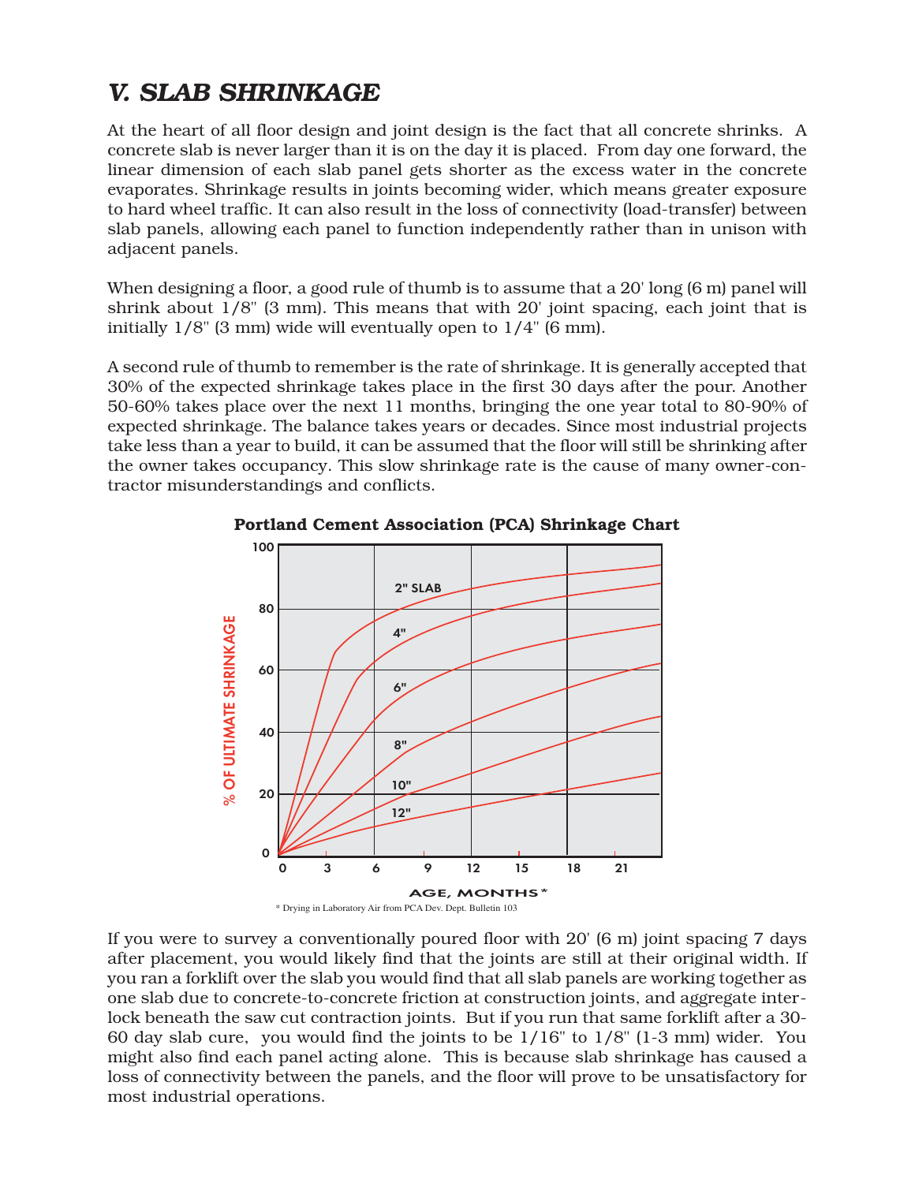## V. SLAB SHRINKAGE

At the heart of all floor design and joint design is the fact that all concrete shrinks. A concrete slab is never larger than it is on the day it is placed. From day one forward, the linear dimension of each slab panel gets shorter as the excess water in the concrete evaporates. Shrinkage results in joints becoming wider, which means greater exposure to hard wheel traffic. It can also result in the loss of connectivity (load-transfer) between slab panels, allowing each panel to function independently rather than in unison with adjacent panels.

When designing a floor, a good rule of thumb is to assume that a 20' long (6 m) panel will shrink about 1/8" (3 mm). This means that with 20' joint spacing, each joint that is initially 1/8" (3 mm) wide will eventually open to 1/4" (6 mm).

A second rule of thumb to remember is the rate of shrinkage. It is generally accepted that 30% of the expected shrinkage takes place in the first 30 days after the pour. Another 50-60% takes place over the next 11 months, bringing the one year total to 80-90% of expected shrinkage. The balance takes years or decades. Since most industrial projects take less than a year to build, it can be assumed that the floor will still be shrinking after the owner takes occupancy. This slow shrinkage rate is the cause of many owner-contractor misunderstandings and conflicts.

**Portland Cement Association (PCA) Shrinkage Chart**

\* Drying in Laboratory Air from PCA Dev. Dept. Bulletin 103

If you were to survey a conventionally poured floor with 20' (6 m) joint spacing 7 days after placement, you would likely find that the joints are still at their original width. If you ran a forklift over the slab you would find that all slab panels are working together as one slab due to concrete-to-concrete friction at construction joints, and aggregate interlock beneath the saw cut contraction joints. But if you run that same forklift after a 30-60 day slab cure, you would find the joints to be 1/16" to 1/8" (1-3 mm) wider. You might also find each panel acting alone. This is because slab shrinkage has caused a loss of connectivity between the panels, and the floor will prove to be unsatisfactory for most industrial operations.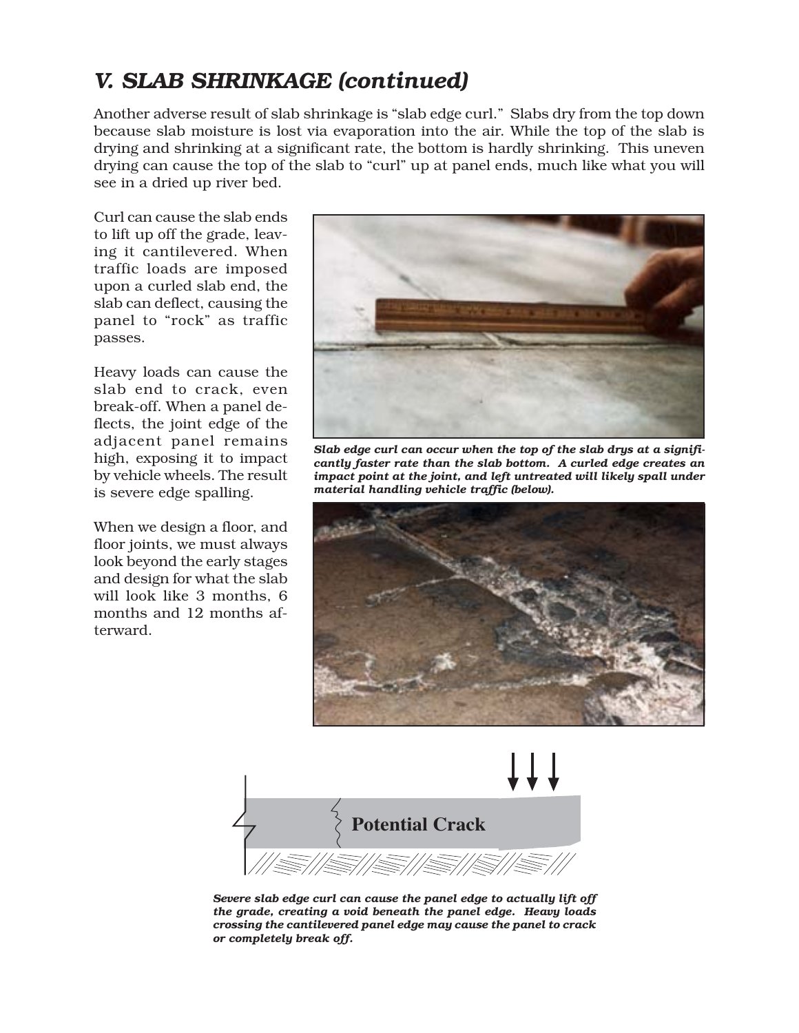## *V. SLAB SHRINKAGE (continued)*

Another adverse result of slab shrinkage is “slab edge curl.” Slabs dry from the top down because slab moisture is lost via evaporation into the air. While the top of the slab is drying and shrinking at a significant rate, the bottom is hardly shrinking. This uneven drying can cause the top of the slab to “curl” up at panel ends, much like what you will see in a dried up river bed.

Curl can cause the slab ends to lift up off the grade, leaving it cantilevered. When traffic loads are imposed upon a curled slab end, the slab can deflect, causing the panel to “rock” as traffic passes.

Heavy loads can cause the slab end to crack, even break-off. When a panel deflects, the joint edge of the adjacent panel remains high, exposing it to impact by vehicle wheels. The result is severe edge spalling.

When we design a floor, and floor joints, we must always look beyond the early stages and design for what the slab will look like 3 months, 6 months and 12 months afterward.

***Slab edge curl can occur when the top of the slab drys at a significantly faster rate than the slab bottom. A curled edge creates an impact point at the joint, and left untreated will likely spall under material handling vehicle traffic (below).***

Potential Crack

***Severe slab edge curl can cause the panel edge to actually lift off the grade, creating a void beneath the panel edge. Heavy loads crossing the cantilevered panel edge may cause the panel to crack or completely break off.***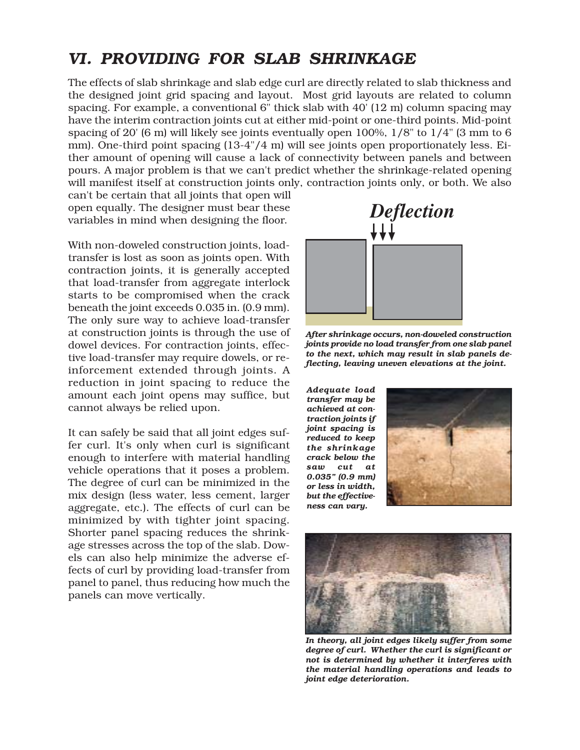## *VI. PROVIDING FOR SLAB SHRINKAGE*

The effects of slab shrinkage and slab edge curl are directly related to slab thickness and the designed joint grid spacing and layout. Most grid layouts are related to column spacing. For example, a conventional 6" thick slab with 40' (12 m) column spacing may have the interim contraction joints cut at either mid-point or one-third points. Mid-point spacing of 20' (6 m) will likely see joints eventually open 100%, 1/8" to 1/4" (3 mm to 6 mm). One-third point spacing (13-4"/4 m) will see joints open proportionately less. Either amount of opening will cause a lack of connectivity between panels and between pours. A major problem is that we can't predict whether the shrinkage-related opening will manifest itself at construction joints only, contraction joints only, or both. We also can't be certain that all joints that open will open equally. The designer must bear these variables in mind when designing the floor.

With non-doweled construction joints, load-transfer is lost as soon as joints open. With contraction joints, it is generally accepted that load-transfer from aggregate interlock starts to be compromised when the crack beneath the joint exceeds 0.035 in. (0.9 mm). The only sure way to achieve load-transfer at construction joints is through the use of dowel devices. For contraction joints, effective load-transfer may require dowels, or reinforcement extended through joints. A reduction in joint spacing to reduce the amount each joint opens may suffice, but cannot always be relied upon.

It can safely be said that all joint edges suffer curl. It's only when curl is significant enough to interfere with material handling vehicle operations that it poses a problem. The degree of curl can be minimized in the mix design (less water, less cement, larger aggregate, etc.). The effects of curl can be minimized by with tighter joint spacing. Shorter panel spacing reduces the shrinkage stresses across the top of the slab. Dowels can also help minimize the adverse effects of curl by providing load-transfer from panel to panel, thus reducing how much the panels can move vertically.

*Deflection*

***After shrinkage occurs, non-doweled construction joints provide no load transfer from one slab panel to the next, which may result in slab panels deflecting, leaving uneven elevations at the joint.***

***Adequate load transfer may be achieved at contraction joints if joint spacing is reduced to keep the shrinkage crack below the saw cut at 0.035" (0.9 mm) or less in width, but the effectiveness can vary.***

***In theory, all joint edges likely suffer from some degree of curl. Whether the curl is significant or not is determined by whether it interferes with the material handling operations and leads to joint edge deterioration.***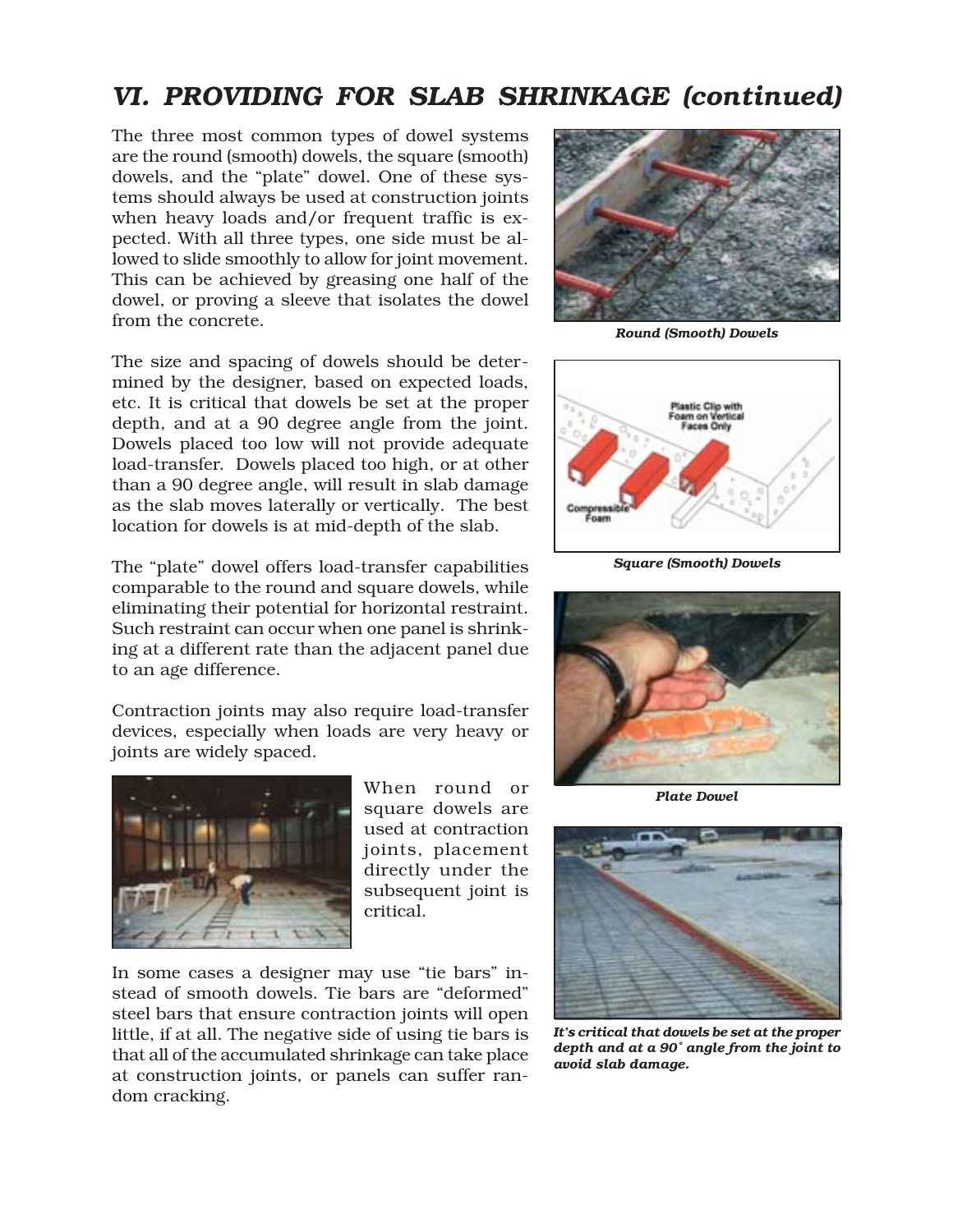## VI. PROVIDING FOR SLAB SHRINKAGE (continued)

The three most common types of dowel systems are the round (smooth) dowels, the square (smooth) dowels, and the "plate" dowel. One of these systems should always be used at construction joints when heavy loads and/or frequent traffic is expected. With all three types, one side must be allowed to slide smoothly to allow for joint movement. This can be achieved by greasing one half of the dowel, or proving a sleeve that isolates the dowel from the concrete.

*Round (Smooth) Dowels*

The size and spacing of dowels should be determined by the designer, based on expected loads, etc. It is critical that dowels be set at the proper depth, and at a 90 degree angle from the joint. Dowels placed too low will not provide adequate load-transfer. Dowels placed too high, or at other than a 90 degree angle, will result in slab damage as the slab moves laterally or vertically. The best location for dowels is at mid-depth of the slab.

*Square (Smooth) Dowels*

The "plate" dowel offers load-transfer capabilities comparable to the round and square dowels, while eliminating their potential for horizontal restraint. Such restraint can occur when one panel is shrinking at a different rate than the adjacent panel due to an age difference.

*Plate Dowel*

Contraction joints may also require load-transfer devices, especially when loads are very heavy or joints are widely spaced.

When round or square dowels are used at contraction joints, placement directly under the subsequent joint is critical.

In some cases a designer may use "tie bars" instead of smooth dowels. Tie bars are "deformed" steel bars that ensure contraction joints will open little, if at all. The negative side of using tie bars is that all of the accumulated shrinkage can take place at construction joints, or panels can suffer random cracking.

*It's critical that dowels be set at the proper depth and at a 90° angle from the joint to avoid slab damage.*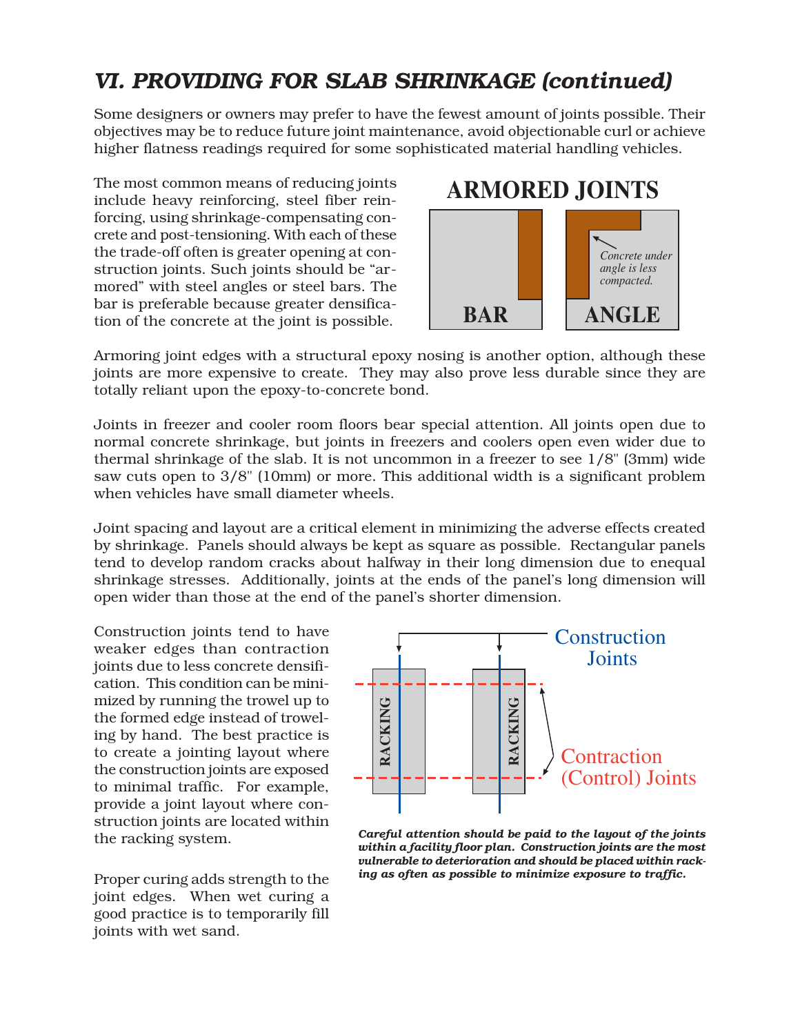## VI. PROVIDING FOR SLAB SHRINKAGE (continued)

Some designers or owners may prefer to have the fewest amount of joints possible. Their objectives may be to reduce future joint maintenance, avoid objectionable curl or achieve higher flatness readings required for some sophisticated material handling vehicles.

The most common means of reducing joints include heavy reinforcing, steel fiber reinforcing, using shrinkage-compensating concrete and post-tensioning. With each of these the trade-off often is greater opening at construction joints. Such joints should be "armored" with steel angles or steel bars. The bar is preferable because greater densification of the concrete at the joint is possible.

**ARMORED JOINTS**

BAR

ANGLE

*Concrete under angle is less compacted.*

Armoring joint edges with a structural epoxy nosing is another option, although these joints are more expensive to create. They may also prove less durable since they are totally reliant upon the epoxy-to-concrete bond.

Joints in freezer and cooler room floors bear special attention. All joints open due to normal concrete shrinkage, but joints in freezers and coolers open even wider due to thermal shrinkage of the slab. It is not uncommon in a freezer to see 1/8" (3mm) wide saw cuts open to 3/8" (10mm) or more. This additional width is a significant problem when vehicles have small diameter wheels.

Joint spacing and layout are a critical element in minimizing the adverse effects created by shrinkage. Panels should always be kept as square as possible. Rectangular panels tend to develop random cracks about halfway in their long dimension due to enequal shrinkage stresses. Additionally, joints at the ends of the panel's long dimension will open wider than those at the end of the panel's shorter dimension.

Construction joints tend to have weaker edges than contraction joints due to less concrete densification. This condition can be minimized by running the trowel up to the formed edge instead of troweling by hand. The best practice is to create a jointing layout where the construction joints are exposed to minimal traffic. For example, provide a joint layout where construction joints are located within the racking system.

Construction Joints

Contraction (Control) Joints

RACKING

RACKING

***Careful attention should be paid to the layout of the joints within a facility floor plan. Construction joints are the most vulnerable to deterioration and should be placed within racking as often as possible to minimize exposure to traffic.***

Proper curing adds strength to the joint edges. When wet curing a good practice is to temporarily fill joints with wet sand.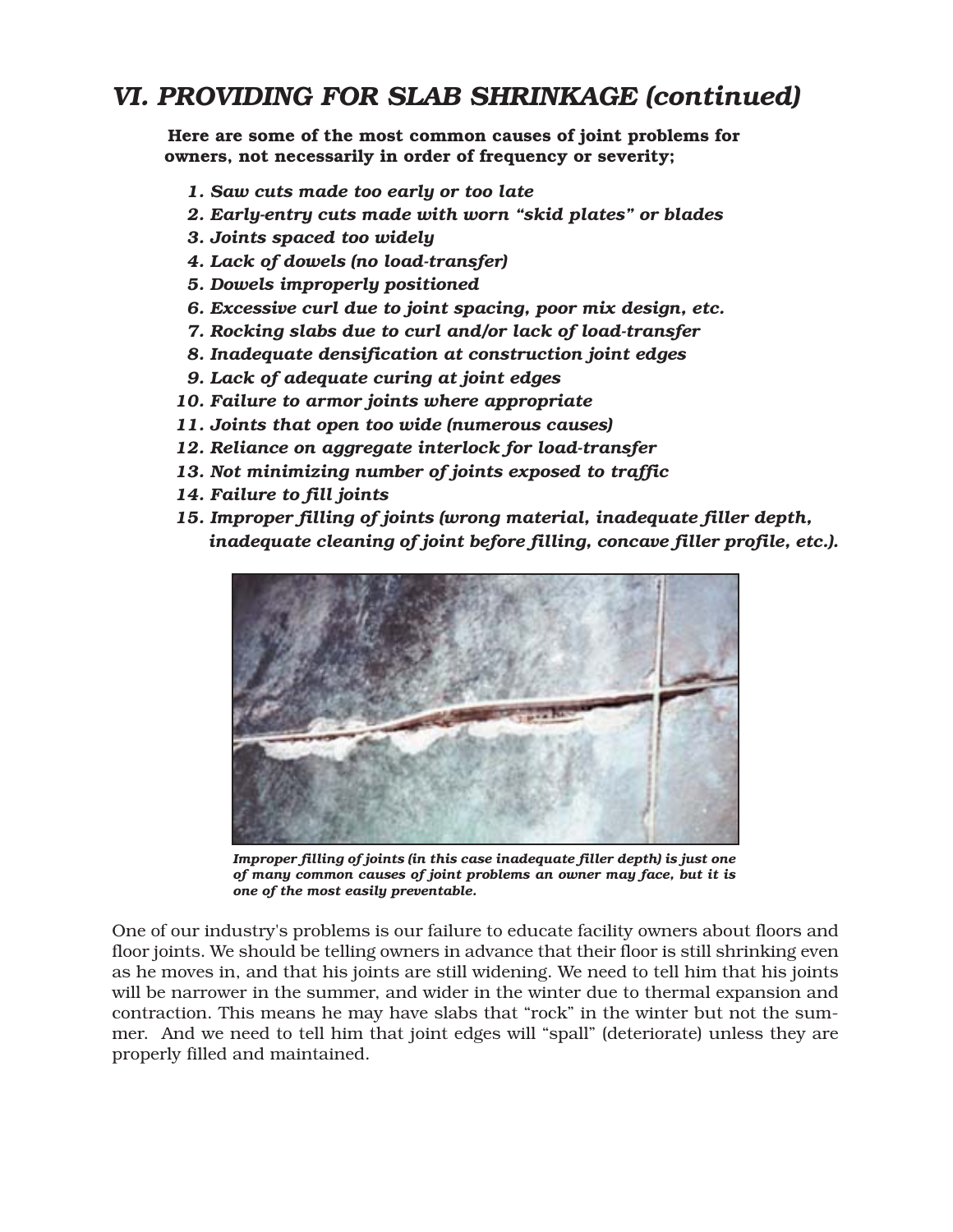## *VI. PROVIDING FOR SLAB SHRINKAGE (continued)*

**Here are some of the most common causes of joint problems for owners, not necessarily in order of frequency or severity;**

1. ***Saw cuts made too early or too late***
2. ***Early-entry cuts made with worn "skid plates" or blades***
3. ***Joints spaced too widely***
4. ***Lack of dowels (no load-transfer)***
5. ***Dowels improperly positioned***
6. ***Excessive curl due to joint spacing, poor mix design, etc.***
7. ***Rocking slabs due to curl and/or lack of load-transfer***
8. ***Inadequate densification at construction joint edges***
9. ***Lack of adequate curing at joint edges***
10. ***Failure to armor joints where appropriate***
11. ***Joints that open too wide (numerous causes)***
12. ***Reliance on aggregate interlock for load-transfer***
13. ***Not minimizing number of joints exposed to traffic***
14. ***Failure to fill joints***
15. ***Improper filling of joints (wrong material, inadequate filler depth, inadequate cleaning of joint before filling, concave filler profile, etc.).***

***Improper filling of joints (in this case inadequate filler depth) is just one of many common causes of joint problems an owner may face, but it is one of the most easily preventable.***

One of our industry's problems is our failure to educate facility owners about floors and floor joints. We should be telling owners in advance that their floor is still shrinking even as he moves in, and that his joints are still widening. We need to tell him that his joints will be narrower in the summer, and wider in the winter due to thermal expansion and contraction. This means he may have slabs that "rock" in the winter but not the summer. And we need to tell him that joint edges will "spall" (deteriorate) unless they are properly filled and maintained.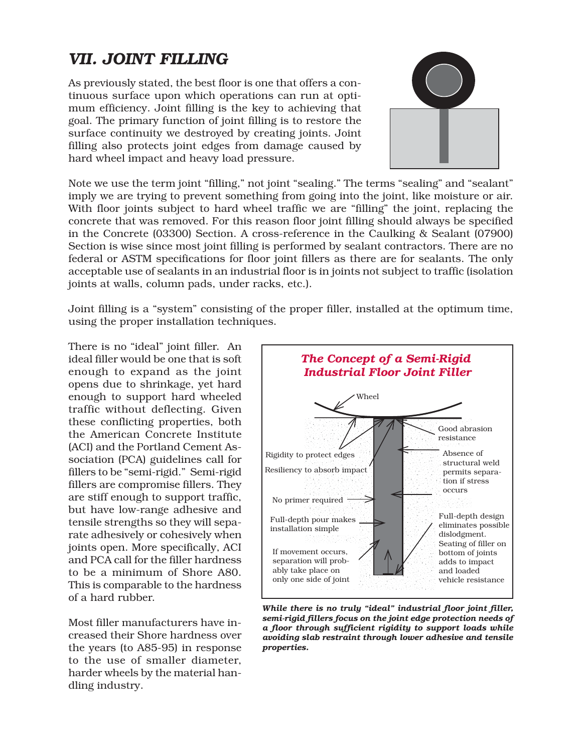## VII. JOINT FILLING

As previously stated, the best floor is one that offers a continuous surface upon which operations can run at optimum efficiency. Joint filling is the key to achieving that goal. The primary function of joint filling is to restore the surface continuity we destroyed by creating joints. Joint filling also protects joint edges from damage caused by hard wheel impact and heavy load pressure.

Note we use the term joint "filling," not joint "sealing." The terms "sealing" and "sealant" imply we are trying to prevent something from going into the joint, like moisture or air. With floor joints subject to hard wheel traffic we are "filling" the joint, replacing the concrete that was removed. For this reason floor joint filling should always be specified in the Concrete (03300) Section. A cross-reference in the Caulking & Sealant (07900) Section is wise since most joint filling is performed by sealant contractors. There are no federal or ASTM specifications for floor joint fillers as there are for sealants. The only acceptable use of sealants in an industrial floor is in joints not subject to traffic (isolation joints at walls, column pads, under racks, etc.).

Joint filling is a "system" consisting of the proper filler, installed at the optimum time, using the proper installation techniques.

There is no "ideal" joint filler. An ideal filler would be one that is soft enough to expand as the joint opens due to shrinkage, yet hard enough to support hard wheeled traffic without deflecting. Given these conflicting properties, both the American Concrete Institute (ACI) and the Portland Cement Association (PCA) guidelines call for fillers to be "semi-rigid." Semi-rigid fillers are compromise fillers. They are stiff enough to support traffic, but have low-range adhesive and tensile strengths so they will separate adhesively or cohesively when joints open. More specifically, ACI and PCA call for the filler hardness to be a minimum of Shore A80. This is comparable to the hardness of a hard rubber.

Most filler manufacturers have increased their Shore hardness over the years (to A85-95) in response to the use of smaller diameter, harder wheels by the material handling industry.

**The Concept of a Semi-Rigid Industrial Floor Joint Filler**

Wheel

Rigidity to protect edges

Resiliency to absorb impact

No primer required

Full-depth pour makes installation simple

If movement occurs, separation will probably take place on only one side of joint

Good abrasion resistance

Absence of structural weld permits separation if stress occurs

Full-depth design eliminates possible dislodgment. Seating of filler on bottom of joints adds to impact and loaded vehicle resistance

***While there is no truly "ideal" industrial floor joint filler, semi-rigid fillers focus on the joint edge protection needs of a floor through sufficient rigidity to support loads while avoiding slab restraint through lower adhesive and tensile properties.***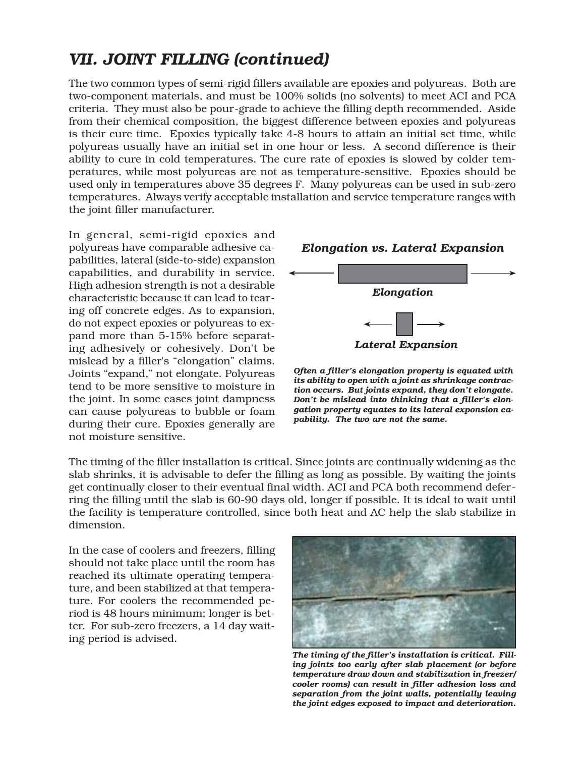## VII. JOINT FILLING (continued)

The two common types of semi-rigid fillers available are epoxies and polyureas. Both are two-component materials, and must be 100% solids (no solvents) to meet ACI and PCA criteria. They must also be pour-grade to achieve the filling depth recommended. Aside from their chemical composition, the biggest difference between epoxies and polyureas is their cure time. Epoxies typically take 4-8 hours to attain an initial set time, while polyureas usually have an initial set in one hour or less. A second difference is their ability to cure in cold temperatures. The cure rate of epoxies is slowed by colder temperatures, while most polyureas are not as temperature-sensitive. Epoxies should be used only in temperatures above 35 degrees F. Many polyureas can be used in sub-zero temperatures. Always verify acceptable installation and service temperature ranges with the joint filler manufacturer.

In general, semi-rigid epoxies and polyureas have comparable adhesive capabilities, lateral (side-to-side) expansion capabilities, and durability in service. High adhesion strength is not a desirable characteristic because it can lead to tearing off concrete edges. As to expansion, do not expect epoxies or polyureas to expand more than 5-15% before separating adhesively or cohesively. Don't be mislead by a filler's "elongation" claims. Joints "expand," not elongate. Polyureas tend to be more sensitive to moisture in the joint. In some cases joint dampness can cause polyureas to bubble or foam during their cure. Epoxies generally are not moisture sensitive.

***Elongation vs. Lateral Expansion***

***Elongation***

***Lateral Expansion***

***Often a filler's elongation property is equated with its ability to open with a joint as shrinkage contraction occurs. But joints expand, they don't elongate. Don't be mislead into thinking that a filler's elongation property equates to its lateral exponsion capability. The two are not the same.***

The timing of the filler installation is critical. Since joints are continually widening as the slab shrinks, it is advisable to defer the filling as long as possible. By waiting the joints get continually closer to their eventual final width. ACI and PCA both recommend deferring the filling until the slab is 60-90 days old, longer if possible. It is ideal to wait until the facility is temperature controlled, since both heat and AC help the slab stabilize in dimension.

In the case of coolers and freezers, filling should not take place until the room has reached its ultimate operating temperature, and been stabilized at that temperature. For coolers the recommended period is 48 hours minimum; longer is better. For sub-zero freezers, a 14 day waiting period is advised.

***The timing of the filler's installation is critical. Filling joints too early after slab placement (or before temperature draw down and stabilization in freezer/ cooler rooms) can result in filler adhesion loss and separation from the joint walls, potentially leaving the joint edges exposed to impact and deterioration.***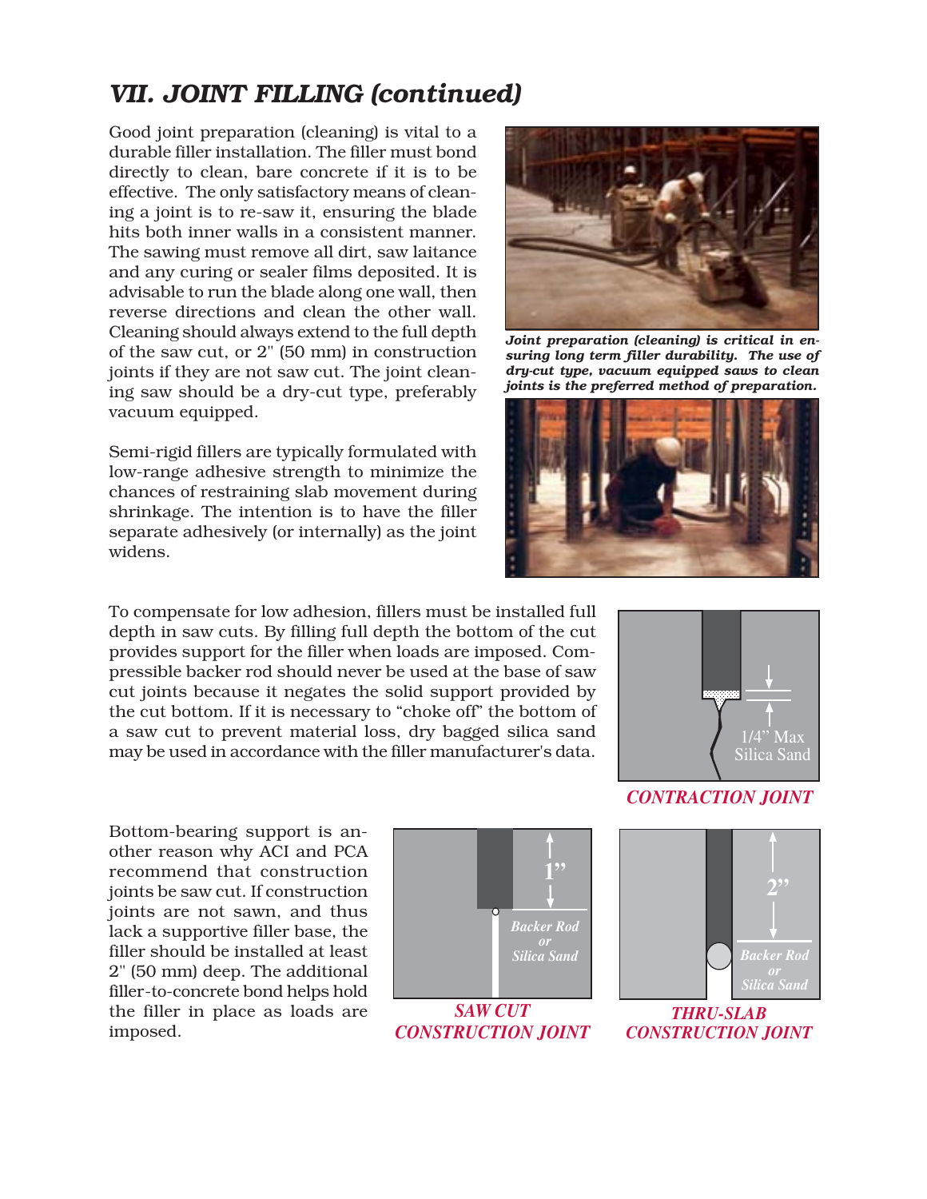## VII. JOINT FILLING (continued)

Good joint preparation (cleaning) is vital to a durable filler installation. The filler must bond directly to clean, bare concrete if it is to be effective. The only satisfactory means of cleaning a joint is to re-saw it, ensuring the blade hits both inner walls in a consistent manner. The sawing must remove all dirt, saw laitance and any curing or sealer films deposited. It is advisable to run the blade along one wall, then reverse directions and clean the other wall. Cleaning should always extend to the full depth of the saw cut, or 2" (50 mm) in construction joints if they are not saw cut. The joint cleaning saw should be a dry-cut type, preferably vacuum equipped.

***Joint preparation (cleaning) is critical in ensuring long term filler durability. The use of dry-cut type, vacuum equipped saws to clean joints is the preferred method of preparation.***

Semi-rigid fillers are typically formulated with low-range adhesive strength to minimize the chances of restraining slab movement during shrinkage. The intention is to have the filler separate adhesively (or internally) as the joint widens.

To compensate for low adhesion, fillers must be installed full depth in saw cuts. By filling full depth the bottom of the cut provides support for the filler when loads are imposed. Compressible backer rod should never be used at the base of saw cut joints because it negates the solid support provided by the cut bottom. If it is necessary to "choke off" the bottom of a saw cut to prevent material loss, dry bagged silica sand may be used in accordance with the filler manufacturer's data.

1/4" Max Silica Sand

*CONTRACTION JOINT*

Bottom-bearing support is another reason why ACI and PCA recommend that construction joints be saw cut. If construction joints are not sawn, and thus lack a supportive filler base, the filler should be installed at least 2" (50 mm) deep. The additional filler-to-concrete bond helps hold the filler in place as loads are imposed.

1" — *Backer Rod or Silica Sand*

*SAW CUT CONSTRUCTION JOINT*

2" — *Backer Rod or Silica Sand*

*THRU-SLAB CONSTRUCTION JOINT*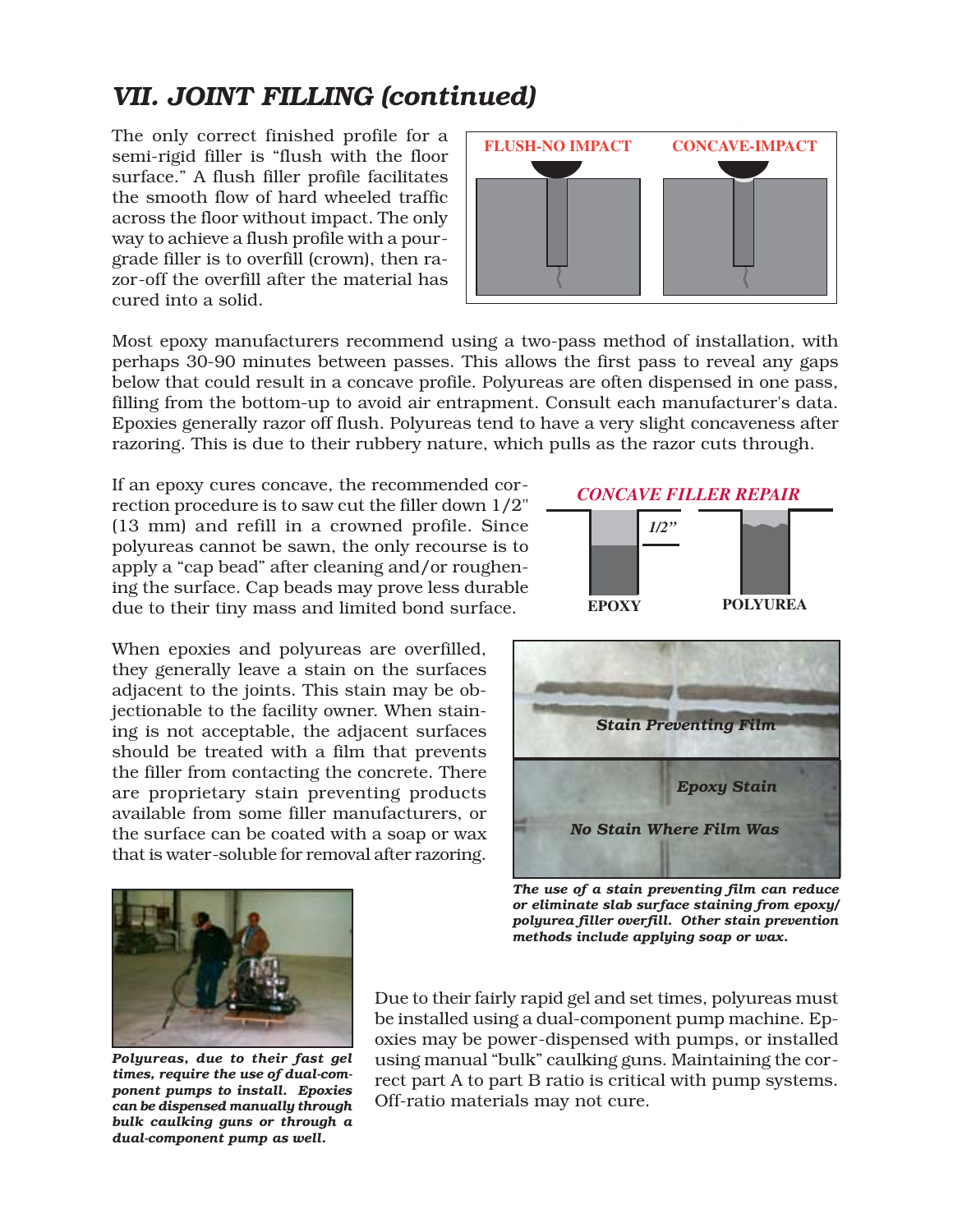## VII. JOINT FILLING (continued)

The only correct finished profile for a semi-rigid filler is "flush with the floor surface." A flush filler profile facilitates the smooth flow of hard wheeled traffic across the floor without impact. The only way to achieve a flush profile with a pour-grade filler is to overfill (crown), then razor-off the overfill after the material has cured into a solid.

FLUSH-NO IMPACT CONCAVE-IMPACT

Most epoxy manufacturers recommend using a two-pass method of installation, with perhaps 30-90 minutes between passes. This allows the first pass to reveal any gaps below that could result in a concave profile. Polyureas are often dispensed in one pass, filling from the bottom-up to avoid air entrapment. Consult each manufacturer's data. Epoxies generally razor off flush. Polyureas tend to have a very slight concaveness after razoring. This is due to their rubbery nature, which pulls as the razor cuts through.

If an epoxy cures concave, the recommended correction procedure is to saw cut the filler down 1/2" (13 mm) and refill in a crowned profile. Since polyureas cannot be sawn, the only recourse is to apply a "cap bead" after cleaning and/or roughening the surface. Cap beads may prove less durable due to their tiny mass and limited bond surface.

*CONCAVE FILLER REPAIR*

1/2" EPOXY POLYUREA

When epoxies and polyureas are overfilled, they generally leave a stain on the surfaces adjacent to the joints. This stain may be objectionable to the facility owner. When staining is not acceptable, the adjacent surfaces should be treated with a film that prevents the filler from contacting the concrete. There are proprietary stain preventing products available from some filler manufacturers, or the surface can be coated with a soap or wax that is water-soluble for removal after razoring.

*Stain Preventing Film*

*Epoxy Stain*

*No Stain Where Film Was*

***The use of a stain preventing film can reduce or eliminate slab surface staining from epoxy/polyurea filler overfill. Other stain prevention methods include applying soap or wax.***

***Polyureas, due to their fast gel times, require the use of dual-component pumps to install. Epoxies can be dispensed manually through bulk caulking guns or through a dual-component pump as well.***

Due to their fairly rapid gel and set times, polyureas must be installed using a dual-component pump machine. Epoxies may be power-dispensed with pumps, or installed using manual "bulk" caulking guns. Maintaining the correct part A to part B ratio is critical with pump systems. Off-ratio materials may not cure.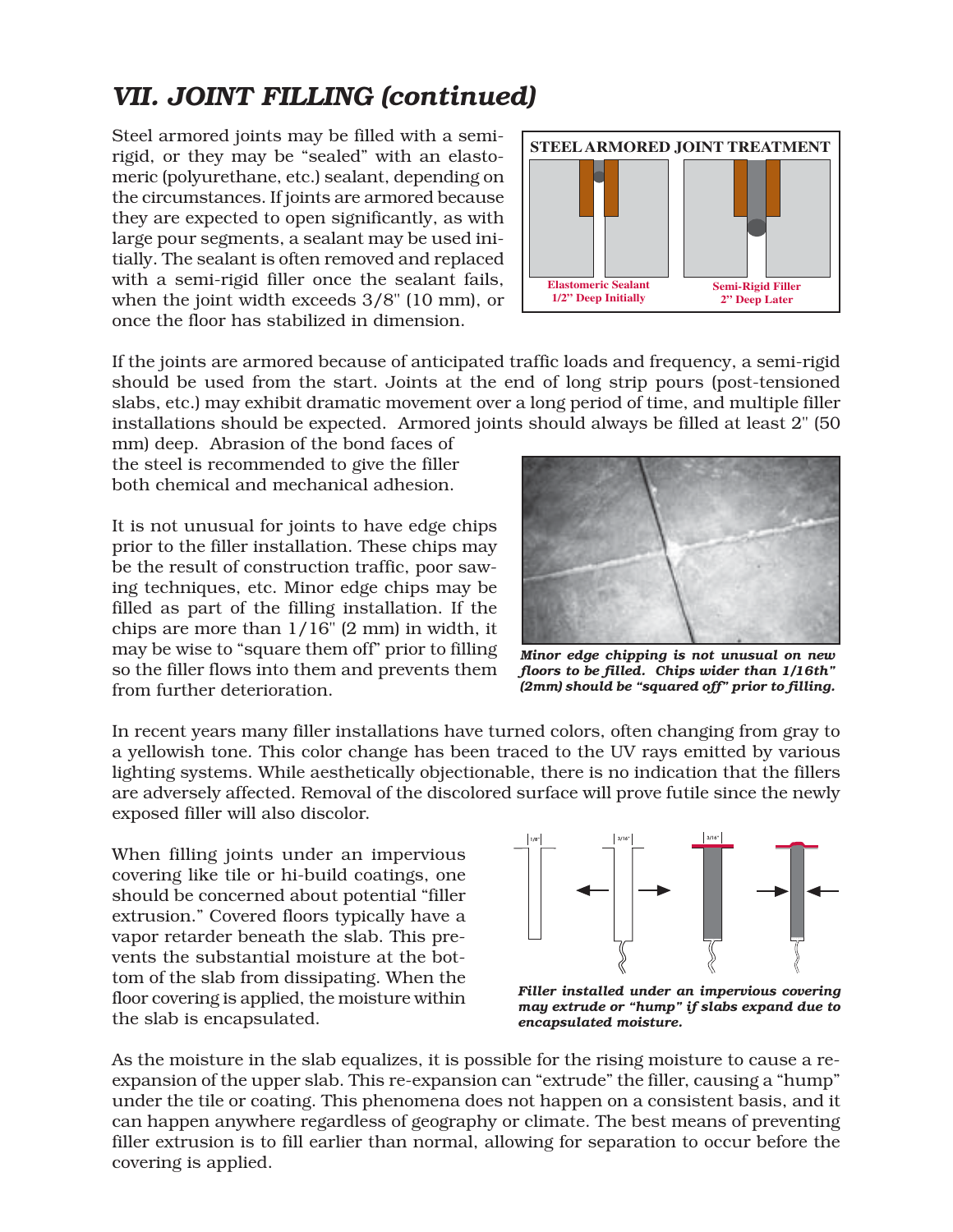## VII. JOINT FILLING (continued)

Steel armored joints may be filled with a semi-rigid, or they may be "sealed" with an elastomeric (polyurethane, etc.) sealant, depending on the circumstances. If joints are armored because they are expected to open significantly, as with large pour segments, a sealant may be used initially. The sealant is often removed and replaced with a semi-rigid filler once the sealant fails, when the joint width exceeds 3/8" (10 mm), or once the floor has stabilized in dimension.

**STEEL ARMORED JOINT TREATMENT**

Elastomeric Sealant
1/2" Deep Initially

Semi-Rigid Filler
2" Deep Later

If the joints are armored because of anticipated traffic loads and frequency, a semi-rigid should be used from the start. Joints at the end of long strip pours (post-tensioned slabs, etc.) may exhibit dramatic movement over a long period of time, and multiple filler installations should be expected. Armored joints should always be filled at least 2" (50 mm) deep. Abrasion of the bond faces of the steel is recommended to give the filler both chemical and mechanical adhesion.

It is not unusual for joints to have edge chips prior to the filler installation. These chips may be the result of construction traffic, poor sawing techniques, etc. Minor edge chips may be filled as part of the filling installation. If the chips are more than 1/16" (2 mm) in width, it may be wise to "square them off" prior to filling so the filler flows into them and prevents them from further deterioration.

*Minor edge chipping is not unusual on new floors to be filled. Chips wider than 1/16th" (2mm) should be "squared off" prior to filling.*

In recent years many filler installations have turned colors, often changing from gray to a yellowish tone. This color change has been traced to the UV rays emitted by various lighting systems. While aesthetically objectionable, there is no indication that the fillers are adversely affected. Removal of the discolored surface will prove futile since the newly exposed filler will also discolor.

When filling joints under an impervious covering like tile or hi-build coatings, one should be concerned about potential "filler extrusion." Covered floors typically have a vapor retarder beneath the slab. This prevents the substantial moisture at the bottom of the slab from dissipating. When the floor covering is applied, the moisture within the slab is encapsulated.

*Filler installed under an impervious covering may extrude or "hump" if slabs expand due to encapsulated moisture.*

As the moisture in the slab equalizes, it is possible for the rising moisture to cause a re-expansion of the upper slab. This re-expansion can "extrude" the filler, causing a "hump" under the tile or coating. This phenomena does not happen on a consistent basis, and it can happen anywhere regardless of geography or climate. The best means of preventing filler extrusion is to fill earlier than normal, allowing for separation to occur before the covering is applied.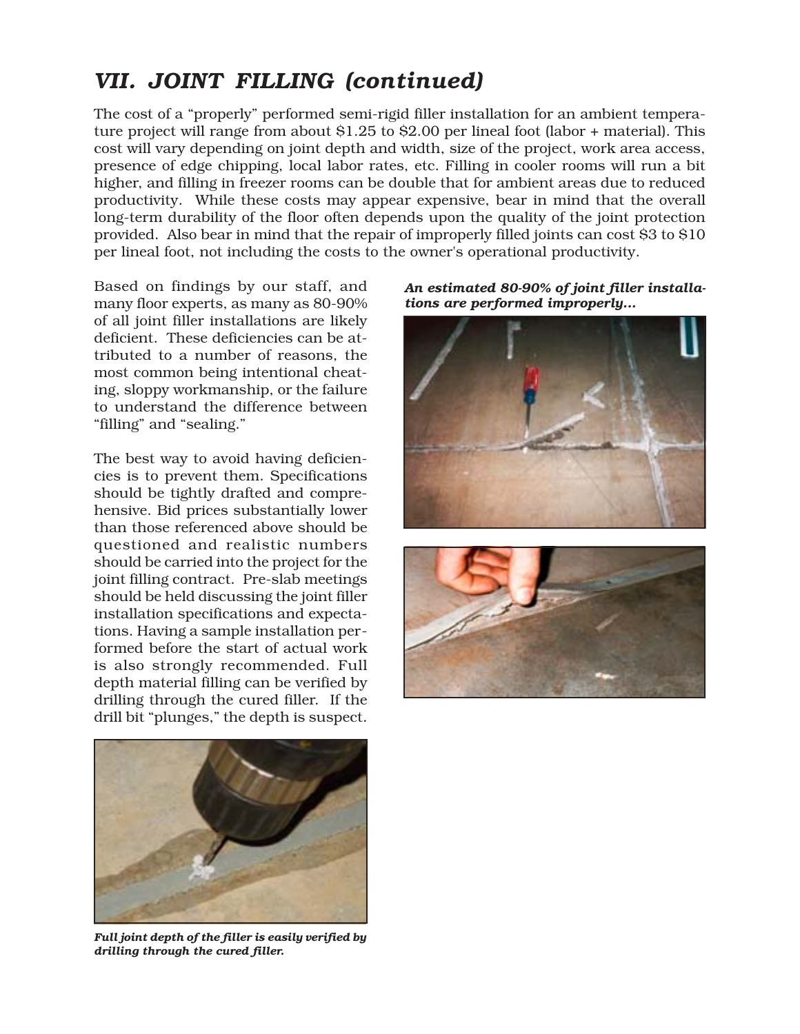## *VII. JOINT FILLING (continued)*

The cost of a "properly" performed semi-rigid filler installation for an ambient temperature project will range from about $1.25 to $2.00 per lineal foot (labor + material). This cost will vary depending on joint depth and width, size of the project, work area access, presence of edge chipping, local labor rates, etc. Filling in cooler rooms will run a bit higher, and filling in freezer rooms can be double that for ambient areas due to reduced productivity. While these costs may appear expensive, bear in mind that the overall long-term durability of the floor often depends upon the quality of the joint protection provided. Also bear in mind that the repair of improperly filled joints can cost $3 to $10 per lineal foot, not including the costs to the owner's operational productivity.

Based on findings by our staff, and many floor experts, as many as 80-90% of all joint filler installations are likely deficient. These deficiencies can be attributed to a number of reasons, the most common being intentional cheating, sloppy workmanship, or the failure to understand the difference between "filling" and "sealing."

The best way to avoid having deficiencies is to prevent them. Specifications should be tightly drafted and comprehensive. Bid prices substantially lower than those referenced above should be questioned and realistic numbers should be carried into the project for the joint filling contract. Pre-slab meetings should be held discussing the joint filler installation specifications and expectations. Having a sample installation performed before the start of actual work is also strongly recommended. Full depth material filling can be verified by drilling through the cured filler. If the drill bit "plunges," the depth is suspect.

***An estimated 80-90% of joint filler installations are performed improperly...***

***Full joint depth of the filler is easily verified by drilling through the cured filler.***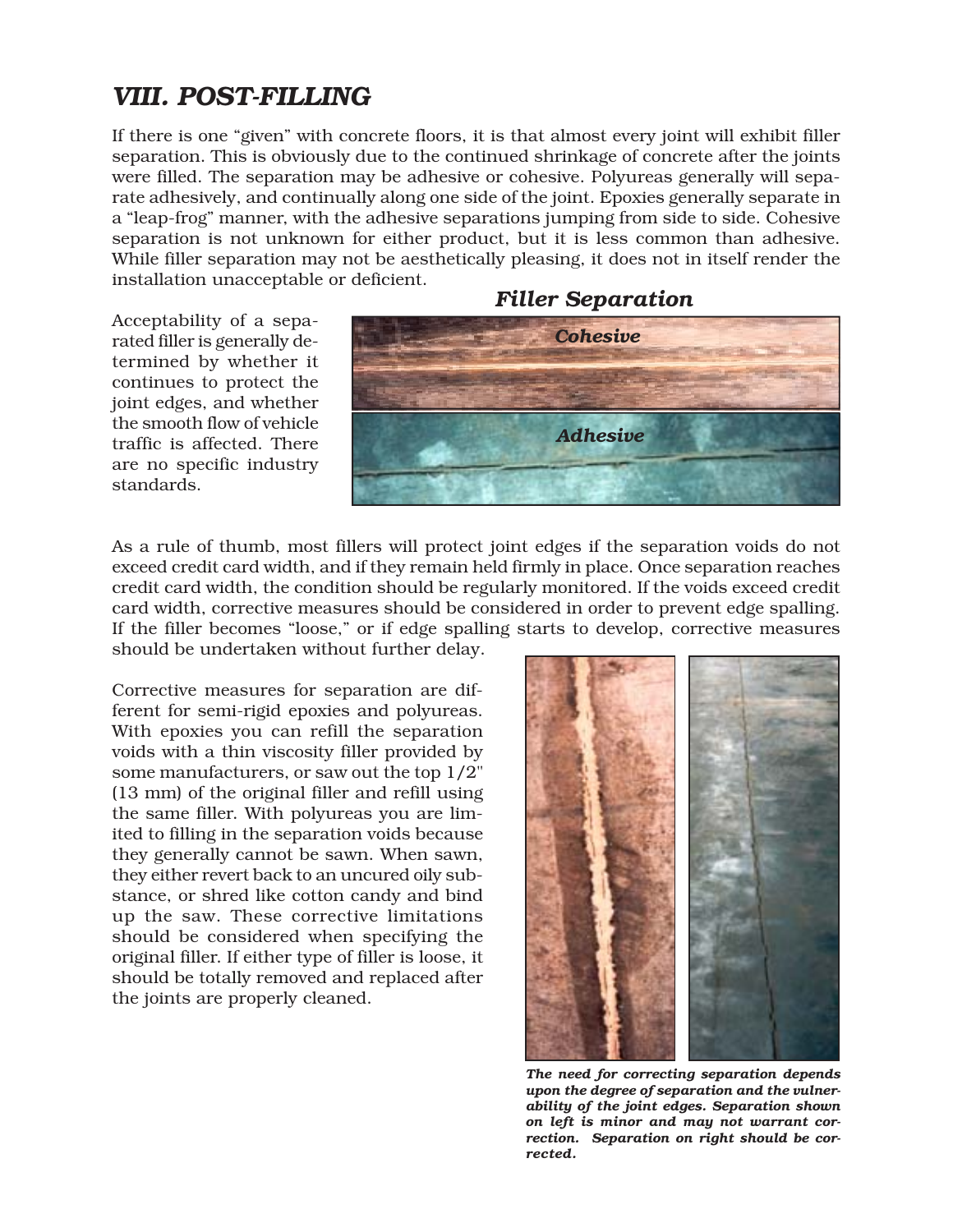## *VIII. POST-FILLING*

If there is one "given" with concrete floors, it is that almost every joint will exhibit filler separation. This is obviously due to the continued shrinkage of concrete after the joints were filled. The separation may be adhesive or cohesive. Polyureas generally will separate adhesively, and continually along one side of the joint. Epoxies generally separate in a "leap-frog" manner, with the adhesive separations jumping from side to side. Cohesive separation is not unknown for either product, but it is less common than adhesive. While filler separation may not be aesthetically pleasing, it does not in itself render the installation unacceptable or deficient.

Acceptability of a separated filler is generally determined by whether it continues to protect the joint edges, and whether the smooth flow of vehicle traffic is affected. There are no specific industry standards.

***Filler Separation***

***Cohesive***

***Adhesive***

As a rule of thumb, most fillers will protect joint edges if the separation voids do not exceed credit card width, and if they remain held firmly in place. Once separation reaches credit card width, the condition should be regularly monitored. If the voids exceed credit card width, corrective measures should be considered in order to prevent edge spalling. If the filler becomes "loose," or if edge spalling starts to develop, corrective measures should be undertaken without further delay.

Corrective measures for separation are different for semi-rigid epoxies and polyureas. With epoxies you can refill the separation voids with a thin viscosity filler provided by some manufacturers, or saw out the top 1/2" (13 mm) of the original filler and refill using the same filler. With polyureas you are limited to filling in the separation voids because they generally cannot be sawn. When sawn, they either revert back to an uncured oily substance, or shred like cotton candy and bind up the saw. These corrective limitations should be considered when specifying the original filler. If either type of filler is loose, it should be totally removed and replaced after the joints are properly cleaned.

***The need for correcting separation depends upon the degree of separation and the vulnerability of the joint edges. Separation shown on left is minor and may not warrant correction. Separation on right should be corrected.***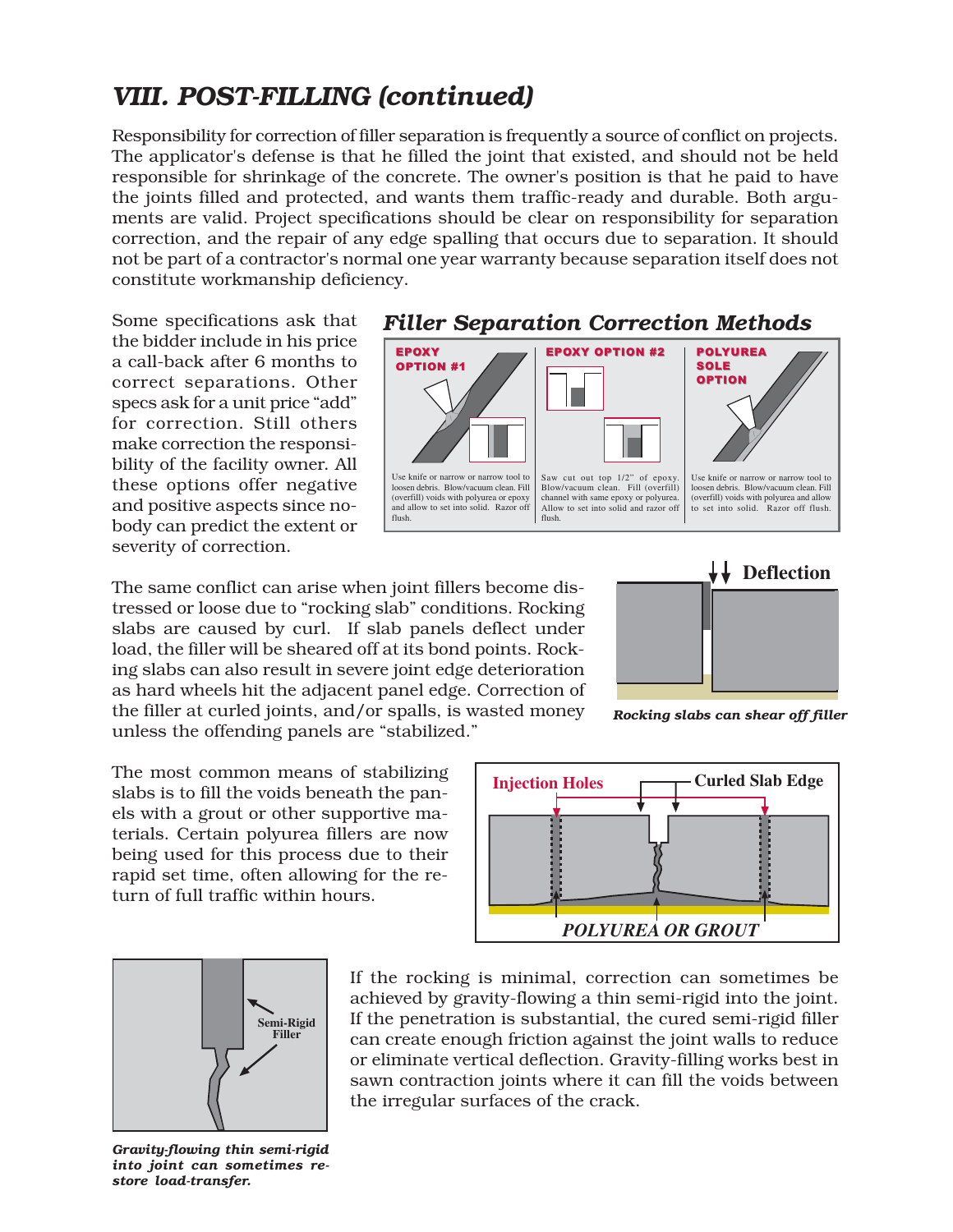## VIII. POST-FILLING (continued)

Responsibility for correction of filler separation is frequently a source of conflict on projects. The applicator's defense is that he filled the joint that existed, and should not be held responsible for shrinkage of the concrete. The owner's position is that he paid to have the joints filled and protected, and wants them traffic-ready and durable. Both arguments are valid. Project specifications should be clear on responsibility for separation correction, and the repair of any edge spalling that occurs due to separation. It should not be part of a contractor's normal one year warranty because separation itself does not constitute workmanship deficiency.

Some specifications ask that the bidder include in his price a call-back after 6 months to correct separations. Other specs ask for a unit price "add" for correction. Still others make correction the responsibility of the facility owner. All these options offer negative and positive aspects since nobody can predict the extent or severity of correction.

### Filler Separation Correction Methods

**EPOXY OPTION #1**

Use knife or narrow or narrow tool to loosen debris. Blow/vacuum clean. Fill (overfill) voids with polyurea or epoxy and allow to set into solid. Razor off flush.

**EPOXY OPTION #2**

Saw cut out top 1/2" of epoxy. Blow/vacuum clean. Fill (overfill) channel with same epoxy or polyurea. Allow to set into solid and razor off flush.

**POLYUREA SOLE OPTION**

Use knife or narrow or narrow tool to loosen debris. Blow/vacuum clean. Fill (overfill) voids with polyurea and allow to set into solid. Razor off flush.

The same conflict can arise when joint fillers become distressed or loose due to "rocking slab" conditions. Rocking slabs are caused by curl. If slab panels deflect under load, the filler will be sheared off at its bond points. Rocking slabs can also result in severe joint edge deterioration as hard wheels hit the adjacent panel edge. Correction of the filler at curled joints, and/or spalls, is wasted money unless the offending panels are "stabilized."

Deflection

*Rocking slabs can shear off filler*

The most common means of stabilizing slabs is to fill the voids beneath the panels with a grout or other supportive materials. Certain polyurea fillers are now being used for this process due to their rapid set time, often allowing for the return of full traffic within hours.

Injection Holes — Curled Slab Edge — *POLYUREA OR GROUT*

If the rocking is minimal, correction can sometimes be achieved by gravity-flowing a thin semi-rigid into the joint. If the penetration is substantial, the cured semi-rigid filler can create enough friction against the joint walls to reduce or eliminate vertical deflection. Gravity-filling works best in sawn contraction joints where it can fill the voids between the irregular surfaces of the crack.

Semi-Rigid Filler

*Gravity-flowing thin semi-rigid into joint can sometimes restore load-transfer.*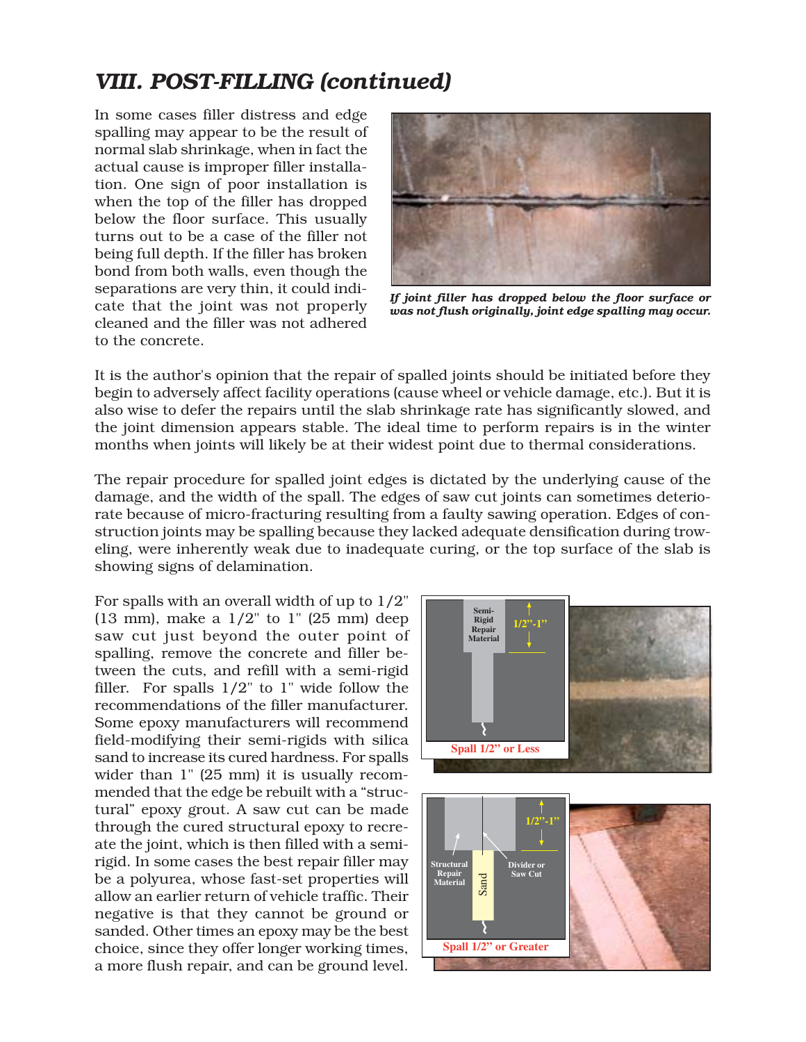## VIII. POST-FILLING (continued)

In some cases filler distress and edge spalling may appear to be the result of normal slab shrinkage, when in fact the actual cause is improper filler installation. One sign of poor installation is when the top of the filler has dropped below the floor surface. This usually turns out to be a case of the filler not being full depth. If the filler has broken bond from both walls, even though the separations are very thin, it could indicate that the joint was not properly cleaned and the filler was not adhered to the concrete.

*If joint filler has dropped below the floor surface or was not flush originally, joint edge spalling may occur.*

It is the author's opinion that the repair of spalled joints should be initiated before they begin to adversely affect facility operations (cause wheel or vehicle damage, etc.). But it is also wise to defer the repairs until the slab shrinkage rate has significantly slowed, and the joint dimension appears stable. The ideal time to perform repairs is in the winter months when joints will likely be at their widest point due to thermal considerations.

The repair procedure for spalled joint edges is dictated by the underlying cause of the damage, and the width of the spall. The edges of saw cut joints can sometimes deteriorate because of micro-fracturing resulting from a faulty sawing operation. Edges of construction joints may be spalling because they lacked adequate densification during troweling, were inherently weak due to inadequate curing, or the top surface of the slab is showing signs of delamination.

For spalls with an overall width of up to 1/2" (13 mm), make a 1/2" to 1" (25 mm) deep saw cut just beyond the outer point of spalling, remove the concrete and filler between the cuts, and refill with a semi-rigid filler. For spalls 1/2" to 1" wide follow the recommendations of the filler manufacturer. Some epoxy manufacturers will recommend field-modifying their semi-rigids with silica sand to increase its cured hardness. For spalls wider than 1" (25 mm) it is usually recommended that the edge be rebuilt with a "structural" epoxy grout. A saw cut can be made through the cured structural epoxy to recreate the joint, which is then filled with a semi-rigid. In some cases the best repair filler may be a polyurea, whose fast-set properties will allow an earlier return of vehicle traffic. Their negative is that they cannot be ground or sanded. Other times an epoxy may be the best choice, since they offer longer working times, a more flush repair, and can be ground level.

Semi-Rigid Repair Material — 1/2"-1" — Spall 1/2" or Less

Structural Repair Material — Sand — Divider or Saw Cut — 1/2"-1" — Spall 1/2" or Greater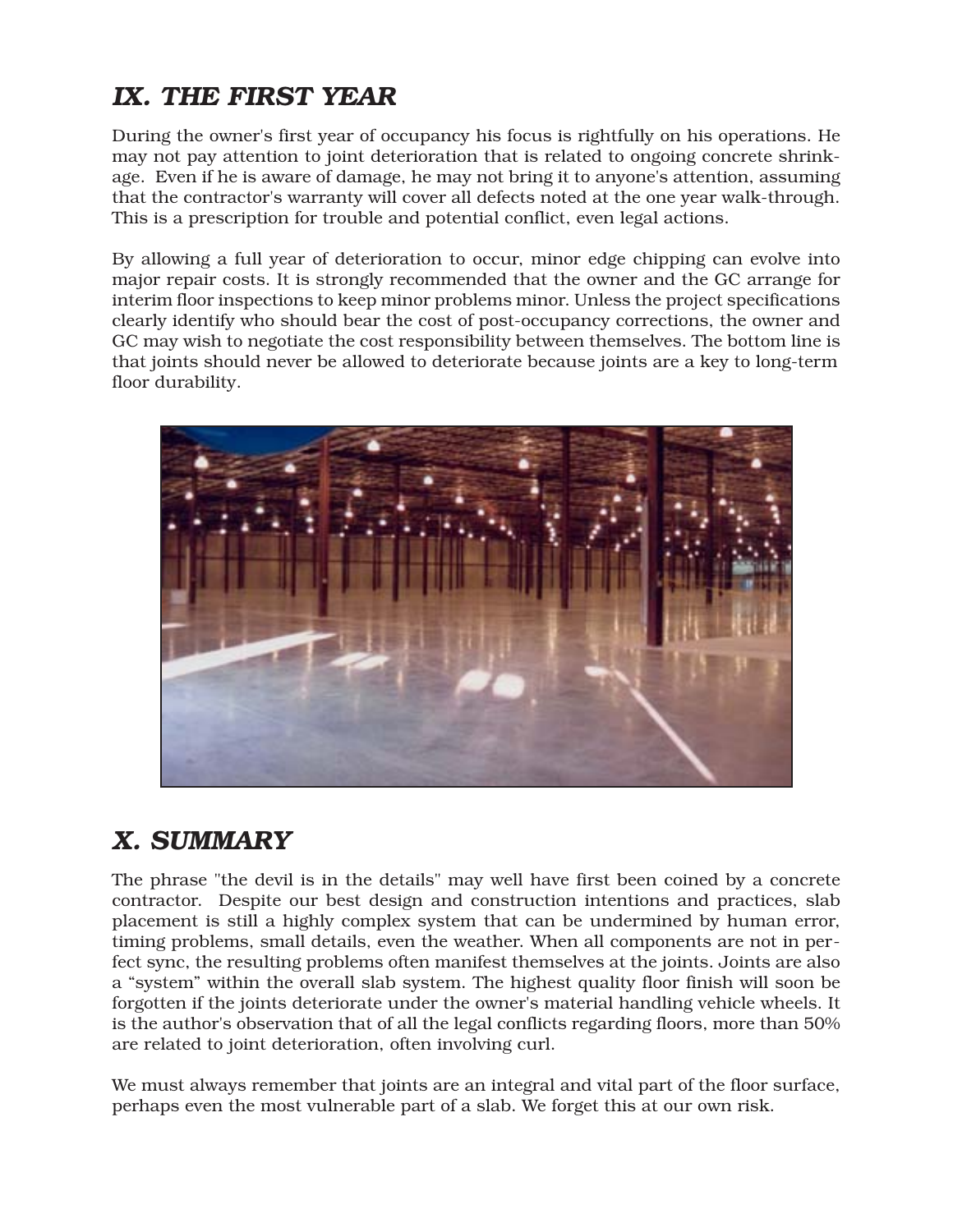## *IX. THE FIRST YEAR*

During the owner's first year of occupancy his focus is rightfully on his operations. He may not pay attention to joint deterioration that is related to ongoing concrete shrinkage. Even if he is aware of damage, he may not bring it to anyone's attention, assuming that the contractor's warranty will cover all defects noted at the one year walk-through. This is a prescription for trouble and potential conflict, even legal actions.

By allowing a full year of deterioration to occur, minor edge chipping can evolve into major repair costs. It is strongly recommended that the owner and the GC arrange for interim floor inspections to keep minor problems minor. Unless the project specifications clearly identify who should bear the cost of post-occupancy corrections, the owner and GC may wish to negotiate the cost responsibility between themselves. The bottom line is that joints should never be allowed to deteriorate because joints are a key to long-term floor durability.

## *X. SUMMARY*

The phrase "the devil is in the details" may well have first been coined by a concrete contractor. Despite our best design and construction intentions and practices, slab placement is still a highly complex system that can be undermined by human error, timing problems, small details, even the weather. When all components are not in perfect sync, the resulting problems often manifest themselves at the joints. Joints are also a "system" within the overall slab system. The highest quality floor finish will soon be forgotten if the joints deteriorate under the owner's material handling vehicle wheels. It is the author's observation that of all the legal conflicts regarding floors, more than 50% are related to joint deterioration, often involving curl.

We must always remember that joints are an integral and vital part of the floor surface, perhaps even the most vulnerable part of a slab. We forget this at our own risk.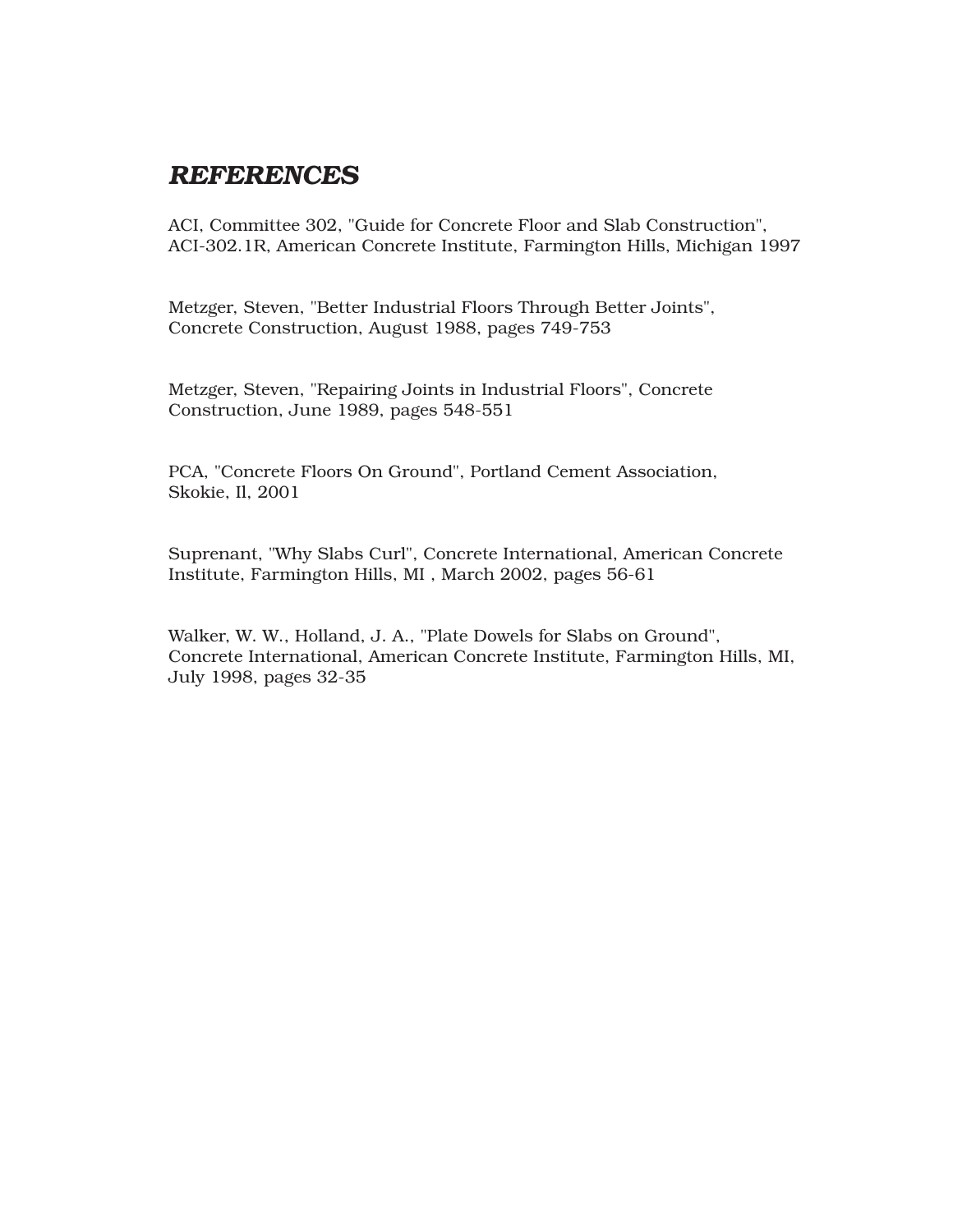## *REFERENCES*

ACI, Committee 302, "Guide for Concrete Floor and Slab Construction", ACI-302.1R, American Concrete Institute, Farmington Hills, Michigan 1997

Metzger, Steven, "Better Industrial Floors Through Better Joints", Concrete Construction, August 1988, pages 749-753

Metzger, Steven, "Repairing Joints in Industrial Floors", Concrete Construction, June 1989, pages 548-551

PCA, "Concrete Floors On Ground", Portland Cement Association, Skokie, Il, 2001

Suprenant, "Why Slabs Curl", Concrete International, American Concrete Institute, Farmington Hills, MI , March 2002, pages 56-61

Walker, W. W., Holland, J. A., "Plate Dowels for Slabs on Ground", Concrete International, American Concrete Institute, Farmington Hills, MI, July 1998, pages 32-35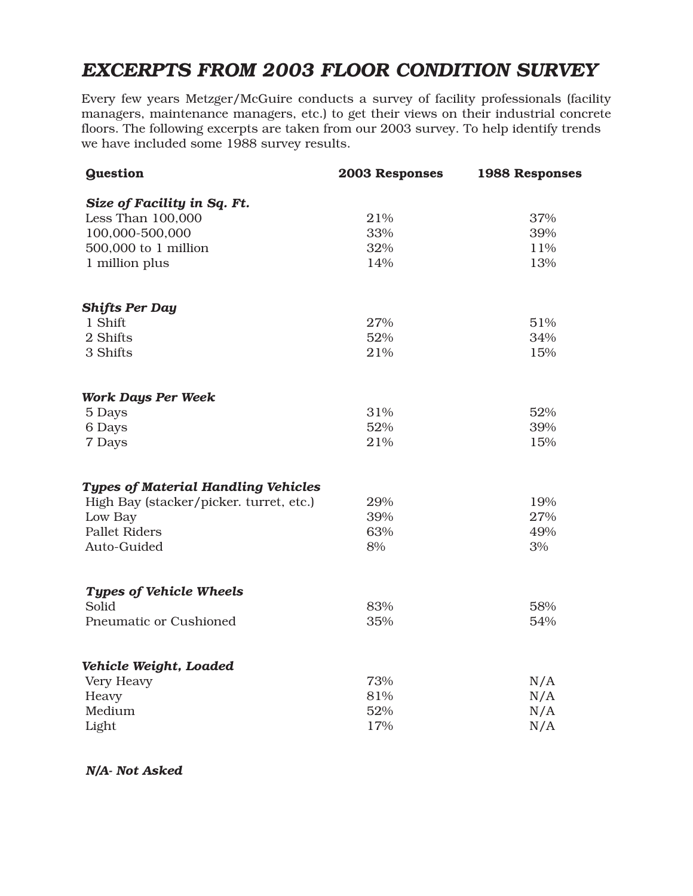# *EXCERPTS FROM 2003 FLOOR CONDITION SURVEY*

Every few years Metzger/McGuire conducts a survey of facility professionals (facility managers, maintenance managers, etc.) to get their views on their industrial concrete floors. The following excerpts are taken from our 2003 survey. To help identify trends we have included some 1988 survey results.

| Question | 2003 Responses | 1988 Responses |
|---|---|---|
| ***Size of Facility in Sq. Ft.*** | | |
| Less Than 100,000 | 21% | 37% |
| 100,000-500,000 | 33% | 39% |
| 500,000 to 1 million | 32% | 11% |
| 1 million plus | 14% | 13% |
| ***Shifts Per Day*** | | |
| 1 Shift | 27% | 51% |
| 2 Shifts | 52% | 34% |
| 3 Shifts | 21% | 15% |
| ***Work Days Per Week*** | | |
| 5 Days | 31% | 52% |
| 6 Days | 52% | 39% |
| 7 Days | 21% | 15% |
| ***Types of Material Handling Vehicles*** | | |
| High Bay (stacker/picker. turret, etc.) | 29% | 19% |
| Low Bay | 39% | 27% |
| Pallet Riders | 63% | 49% |
| Auto-Guided | 8% | 3% |
| ***Types of Vehicle Wheels*** | | |
| Solid | 83% | 58% |
| Pneumatic or Cushioned | 35% | 54% |
| ***Vehicle Weight, Loaded*** | | |
| Very Heavy | 73% | N/A |
| Heavy | 81% | N/A |
| Medium | 52% | N/A |
| Light | 17% | N/A |

***N/A- Not Asked***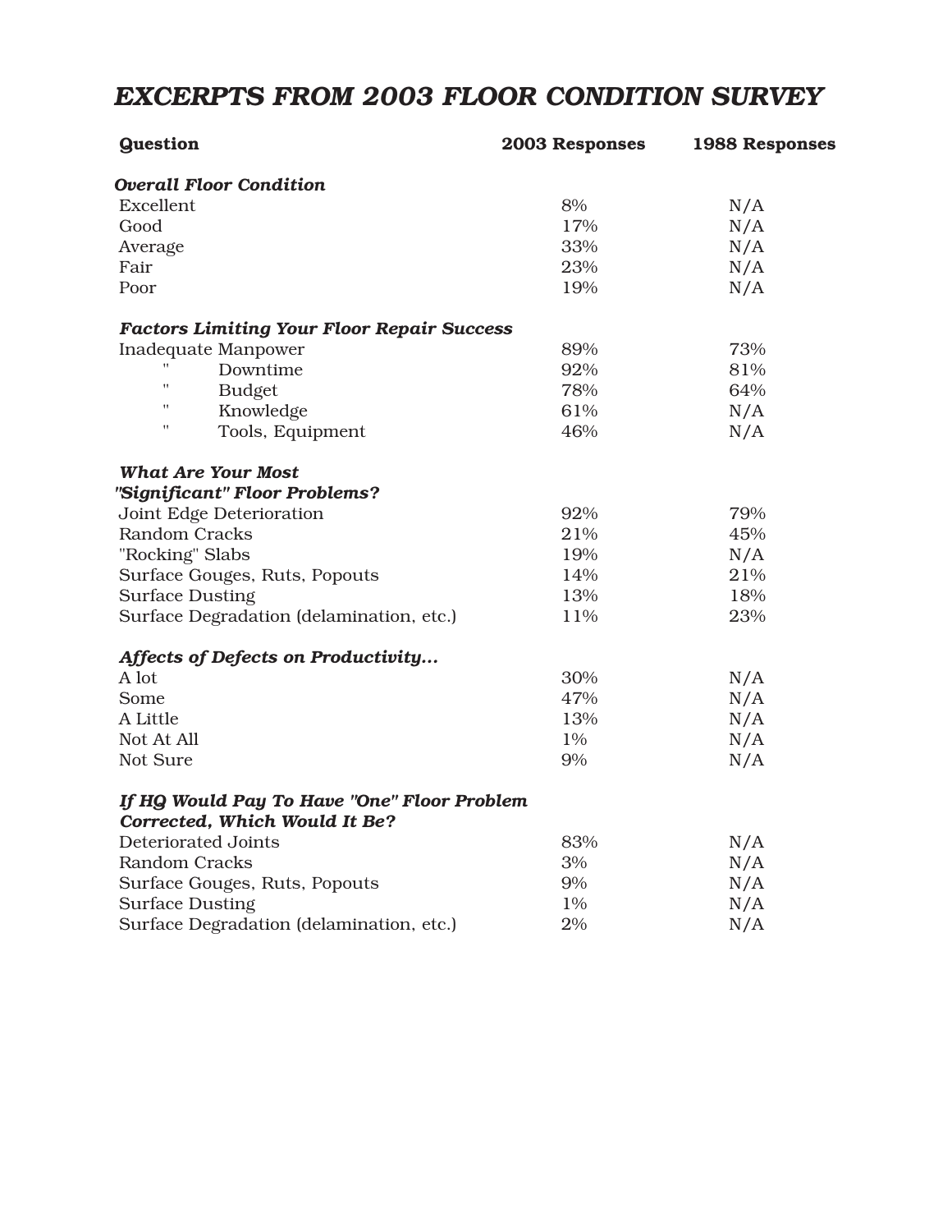# *EXCERPTS FROM 2003 FLOOR CONDITION SURVEY*

| Question | 2003 Responses | 1988 Responses |
|---|---|---|
| ***Overall Floor Condition*** | | |
| Excellent | 8% | N/A |
| Good | 17% | N/A |
| Average | 33% | N/A |
| Fair | 23% | N/A |
| Poor | 19% | N/A |
| ***Factors Limiting Your Floor Repair Success*** | | |
| Inadequate Manpower | 89% | 73% |
| " Downtime | 92% | 81% |
| " Budget | 78% | 64% |
| " Knowledge | 61% | N/A |
| " Tools, Equipment | 46% | N/A |
| ***What Are Your Most "Significant" Floor Problems?*** | | |
| Joint Edge Deterioration | 92% | 79% |
| Random Cracks | 21% | 45% |
| "Rocking" Slabs | 19% | N/A |
| Surface Gouges, Ruts, Popouts | 14% | 21% |
| Surface Dusting | 13% | 18% |
| Surface Degradation (delamination, etc.) | 11% | 23% |
| ***Affects of Defects on Productivity...*** | | |
| A lot | 30% | N/A |
| Some | 47% | N/A |
| A Little | 13% | N/A |
| Not At All | 1% | N/A |
| Not Sure | 9% | N/A |
| ***If HQ Would Pay To Have "One" Floor Problem Corrected, Which Would It Be?*** | | |
| Deteriorated Joints | 83% | N/A |
| Random Cracks | 3% | N/A |
| Surface Gouges, Ruts, Popouts | 9% | N/A |
| Surface Dusting | 1% | N/A |
| Surface Degradation (delamination, etc.) | 2% | N/A |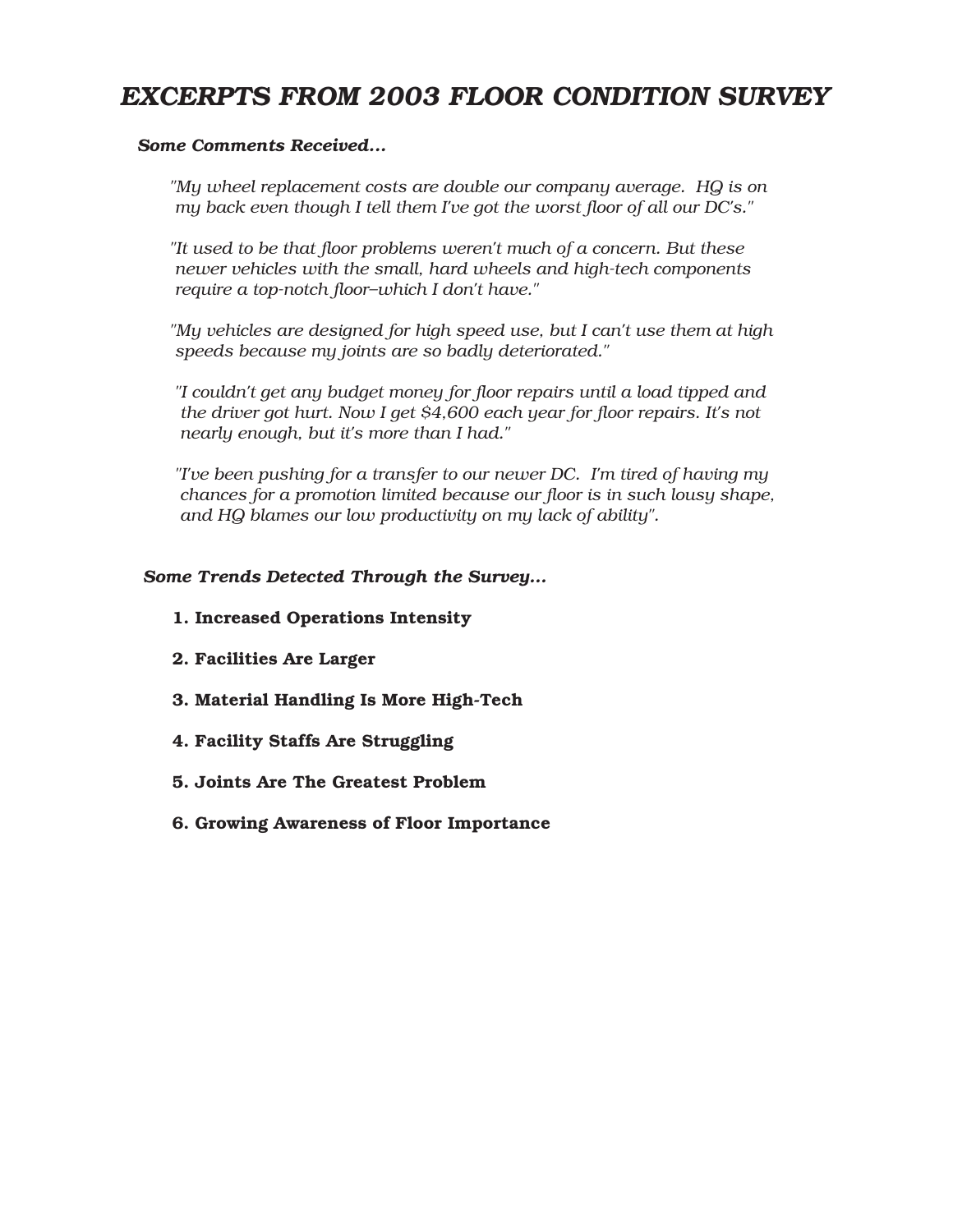# *EXCERPTS FROM 2003 FLOOR CONDITION SURVEY*

***Some Comments Received...***

*"My wheel replacement costs are double our company average. HQ is on my back even though I tell them I've got the worst floor of all our DC's."*

*"It used to be that floor problems weren't much of a concern. But these newer vehicles with the small, hard wheels and high-tech components require a top-notch floor–which I don't have."*

*"My vehicles are designed for high speed use, but I can't use them at high speeds because my joints are so badly deteriorated."*

*"I couldn't get any budget money for floor repairs until a load tipped and the driver got hurt. Now I get $4,600 each year for floor repairs. It's not nearly enough, but it's more than I had."*

*"I've been pushing for a transfer to our newer DC. I'm tired of having my chances for a promotion limited because our floor is in such lousy shape, and HQ blames our low productivity on my lack of ability".*

***Some Trends Detected Through the Survey...***

1. **Increased Operations Intensity**
2. **Facilities Are Larger**
3. **Material Handling Is More High-Tech**
4. **Facility Staffs Are Struggling**
5. **Joints Are The Greatest Problem**
6. **Growing Awareness of Floor Importance**